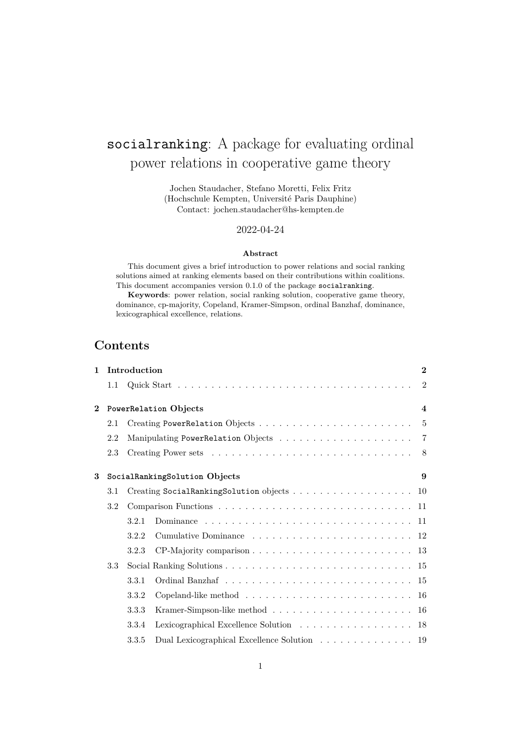# `socialranking`: A package for evaluating ordinal power relations in cooperative game theory

Jochen Staudacher, Stefano Moretti, Felix Fritz
(Hochschule Kempten, Université Paris Dauphine)
Contact: jochen.staudacher@hs-kempten.de

2022-04-24

**Abstract**

This document gives a brief introduction to power relations and social ranking solutions aimed at ranking elements based on their contributions within coalitions. This document accompanies version 0.1.0 of the package `socialranking`.

**Keywords**: power relation, social ranking solution, cooperative game theory, dominance, cp-majority, Copeland, Kramer-Simpson, ordinal Banzhaf, dominance, lexicographical excellence, relations.

## Contents

- 1 Introduction ... 2
  - 1.1 Quick Start ... 2
- 2 `PowerRelation` Objects ... 4
  - 2.1 Creating `PowerRelation` Objects ... 5
  - 2.2 Manipulating `PowerRelation` Objects ... 7
  - 2.3 Creating Power sets ... 8
- 3 `SocialRankingSolution` Objects ... 9
  - 3.1 Creating `SocialRankingSolution` objects ... 10
  - 3.2 Comparison Functions ... 11
    - 3.2.1 Dominance ... 11
    - 3.2.2 Cumulative Dominance ... 12
    - 3.2.3 CP-Majority comparison ... 13
  - 3.3 Social Ranking Solutions ... 15
    - 3.3.1 Ordinal Banzhaf ... 15
    - 3.3.2 Copeland-like method ... 16
    - 3.3.3 Kramer-Simpson-like method ... 16
    - 3.3.4 Lexicographical Excellence Solution ... 18
    - 3.3.5 Dual Lexicographical Excellence Solution ... 19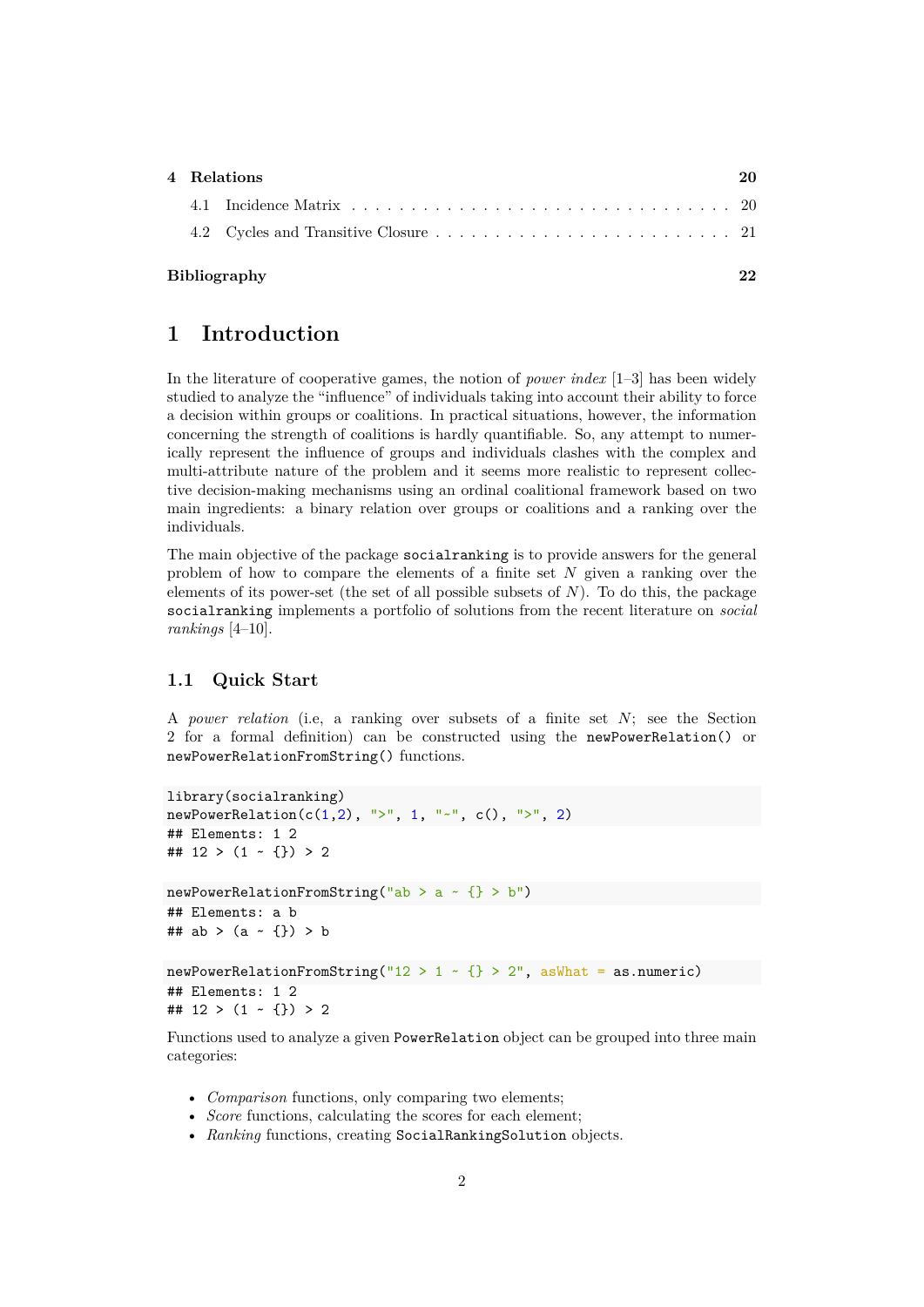| 4 | Relations | 20 |
|---|---|---|
| | 4.1 Incidence Matrix | 20 |
| | 4.2 Cycles and Transitive Closure | 21 |

**Bibliography** 22

# 1 Introduction

In the literature of cooperative games, the notion of *power index* [1–3] has been widely studied to analyze the "influence" of individuals taking into account their ability to force a decision within groups or coalitions. In practical situations, however, the information concerning the strength of coalitions is hardly quantifiable. So, any attempt to numerically represent the influence of groups and individuals clashes with the complex and multi-attribute nature of the problem and it seems more realistic to represent collective decision-making mechanisms using an ordinal coalitional framework based on two main ingredients: a binary relation over groups or coalitions and a ranking over the individuals.

The main objective of the package `socialranking` is to provide answers for the general problem of how to compare the elements of a finite set $N$ given a ranking over the elements of its power-set (the set of all possible subsets of $N$). To do this, the package `socialranking` implements a portfolio of solutions from the recent literature on *social rankings* [4–10].

## 1.1 Quick Start

A *power relation* (i.e, a ranking over subsets of a finite set $N$; see the Section 2 for a formal definition) can be constructed using the `newPowerRelation()` or `newPowerRelationFromString()` functions.

```
library(socialranking)
newPowerRelation(c(1,2), ">", 1, "~", c(), ">", 2)
## Elements: 1 2
## 12 > (1 ~ {}) > 2

newPowerRelationFromString("ab > a ~ {} > b")
## Elements: a b
## ab > (a ~ {}) > b

newPowerRelationFromString("12 > 1 ~ {} > 2", asWhat = as.numeric)
## Elements: 1 2
## 12 > (1 ~ {}) > 2
```

Functions used to analyze a given `PowerRelation` object can be grouped into three main categories:

- *Comparison* functions, only comparing two elements;
- *Score* functions, calculating the scores for each element;
- *Ranking* functions, creating `SocialRankingSolution` objects.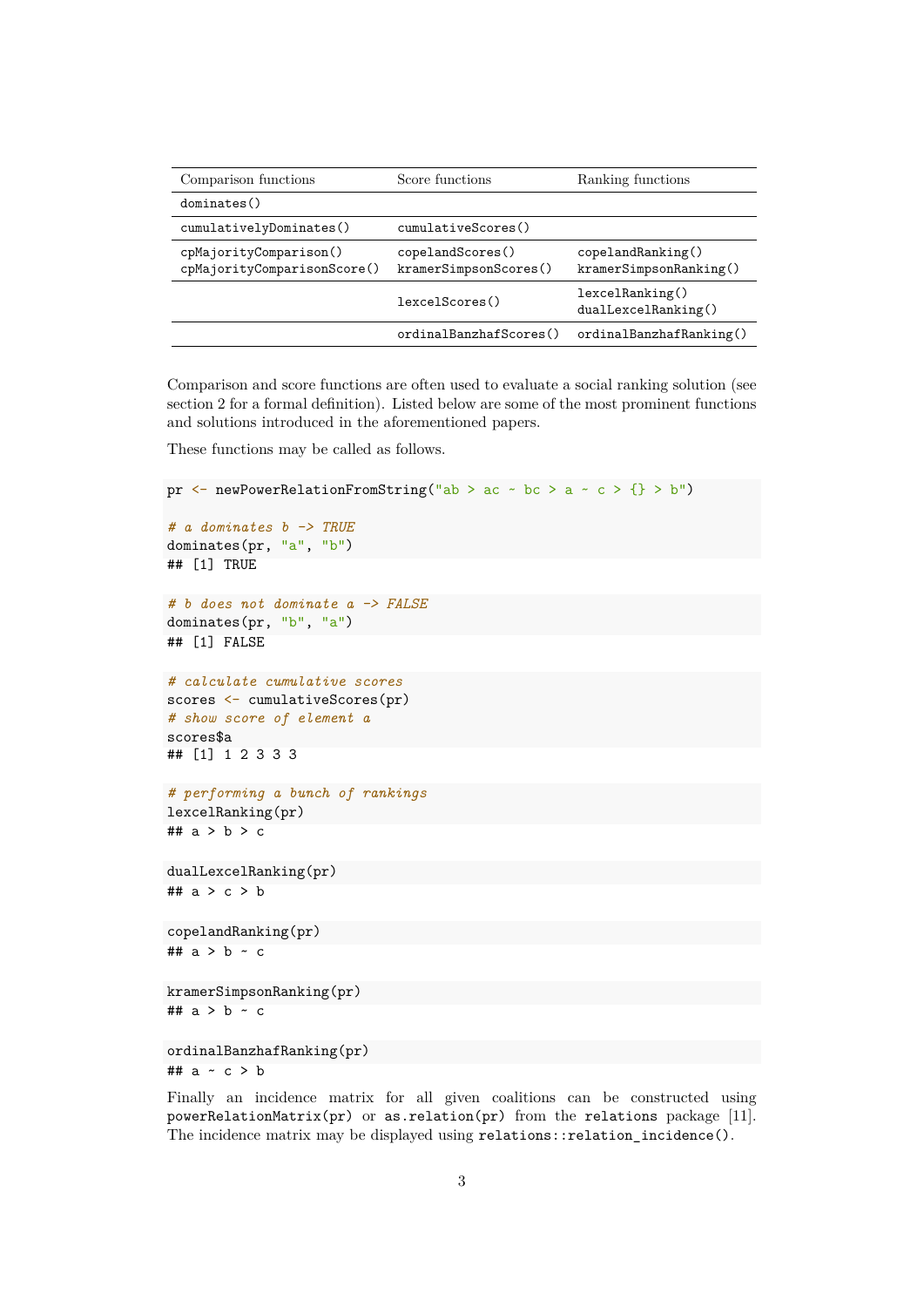| Comparison functions | Score functions | Ranking functions |
|---|---|---|
| `dominates()` | | |
| `cumulativelyDominates()` | `cumulativeScores()` | |
| `cpMajorityComparison()` `cpMajorityComparisonScore()` | `copelandScores()` `kramerSimpsonScores()` | `copelandRanking()` `kramerSimpsonRanking()` |
| | `lexcelScores()` | `lexcelRanking()` `dualLexcelRanking()` |
| | `ordinalBanzhafScores()` | `ordinalBanzhafRanking()` |

Comparison and score functions are often used to evaluate a social ranking solution (see section 2 for a formal definition). Listed below are some of the most prominent functions and solutions introduced in the aforementioned papers.

These functions may be called as follows.

```
pr <- newPowerRelationFromString("ab > ac ~ bc > a ~ c > {} > b")

# a dominates b -> TRUE
dominates(pr, "a", "b")
## [1] TRUE

# b does not dominate a -> FALSE
dominates(pr, "b", "a")
## [1] FALSE

# calculate cumulative scores
scores <- cumulativeScores(pr)
# show score of element a
scores$a
## [1] 1 2 3 3 3

# performing a bunch of rankings
lexcelRanking(pr)
## a > b > c

dualLexcelRanking(pr)
## a > c > b

copelandRanking(pr)
## a > b ~ c

kramerSimpsonRanking(pr)
## a > b ~ c

ordinalBanzhafRanking(pr)
## a ~ c > b
```

Finally an incidence matrix for all given coalitions can be constructed using `powerRelationMatrix(pr)` or `as.relation(pr)` from the `relations` package [11]. The incidence matrix may be displayed using `relations::relation_incidence()`.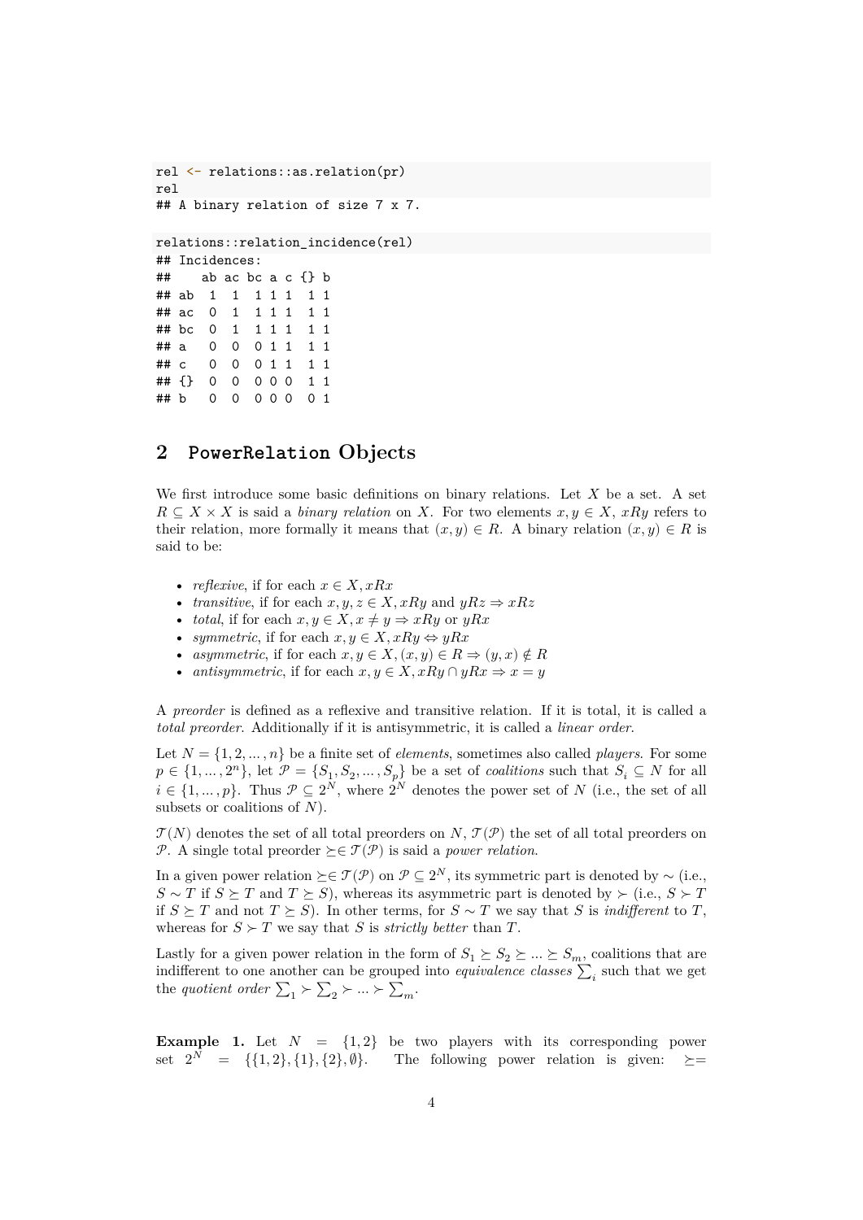```r
rel <- relations::as.relation(pr)
rel
## A binary relation of size 7 x 7.
```

```r
relations::relation_incidence(rel)
## Incidences:
##    ab ac bc a c {} b
## ab  1  1  1 1 1  1 1
## ac  0  1  1 1 1  1 1
## bc  0  1  1 1 1  1 1
## a   0  0  0 1 1  1 1
## c   0  0  0 1 1  1 1
## {}  0  0  0 0 0  1 1
## b   0  0  0 0 0  0 1
```

## 2 `PowerRelation` Objects

We first introduce some basic definitions on binary relations. Let $X$ be a set. A set $R \subseteq X \times X$ is said a *binary relation* on $X$. For two elements $x, y \in X$, $xRy$ refers to their relation, more formally it means that $(x, y) \in R$. A binary relation $(x, y) \in R$ is said to be:

- *reflexive*, if for each $x \in X, xRx$
- *transitive*, if for each $x, y, z \in X, xRy$ and $yRz \Rightarrow xRz$
- *total*, if for each $x, y \in X, x \neq y \Rightarrow xRy$ or $yRx$
- *symmetric*, if for each $x, y \in X, xRy \Leftrightarrow yRx$
- *asymmetric*, if for each $x, y \in X, (x, y) \in R \Rightarrow (y, x) \notin R$
- *antisymmetric*, if for each $x, y \in X, xRy \cap yRx \Rightarrow x = y$

A *preorder* is defined as a reflexive and transitive relation. If it is total, it is called a *total preorder*. Additionally if it is antisymmetric, it is called a *linear order*.

Let $N = \{1, 2, \dots, n\}$ be a finite set of *elements*, sometimes also called *players*. For some $p \in \{1, \dots, 2^n\}$, let $\mathcal{P} = \{S_1, S_2, \dots, S_p\}$ be a set of *coalitions* such that $S_i \subseteq N$ for all $i \in \{1, \dots, p\}$. Thus $\mathcal{P} \subseteq 2^N$, where $2^N$ denotes the power set of $N$ (i.e., the set of all subsets or coalitions of $N$).

$\mathcal{T}(N)$ denotes the set of all total preorders on $N$, $\mathcal{T}(\mathcal{P})$ the set of all total preorders on $\mathcal{P}$. A single total preorder $\succeq \in \mathcal{T}(\mathcal{P})$ is said a *power relation*.

In a given power relation $\succeq \in \mathcal{T}(\mathcal{P})$ on $\mathcal{P} \subseteq 2^N$, its symmetric part is denoted by $\sim$ (i.e., $S \sim T$ if $S \succeq T$ and $T \succeq S$), whereas its asymmetric part is denoted by $\succ$ (i.e., $S \succ T$ if $S \succeq T$ and not $T \succeq S$). In other terms, for $S \sim T$ we say that $S$ is *indifferent* to $T$, whereas for $S \succ T$ we say that $S$ is *strictly better* than $T$.

Lastly for a given power relation in the form of $S_1 \succeq S_2 \succeq \dots \succeq S_m$, coalitions that are indifferent to one another can be grouped into *equivalence classes* $\sum_i$ such that we get the *quotient order* $\sum_1 \succ \sum_2 \succ \dots \succ \sum_m$.

**Example 1.** Let $N = \{1, 2\}$ be two players with its corresponding power set $2^N = \{\{1, 2\}, \{1\}, \{2\}, \emptyset\}$. The following power relation is given: $\succeq=$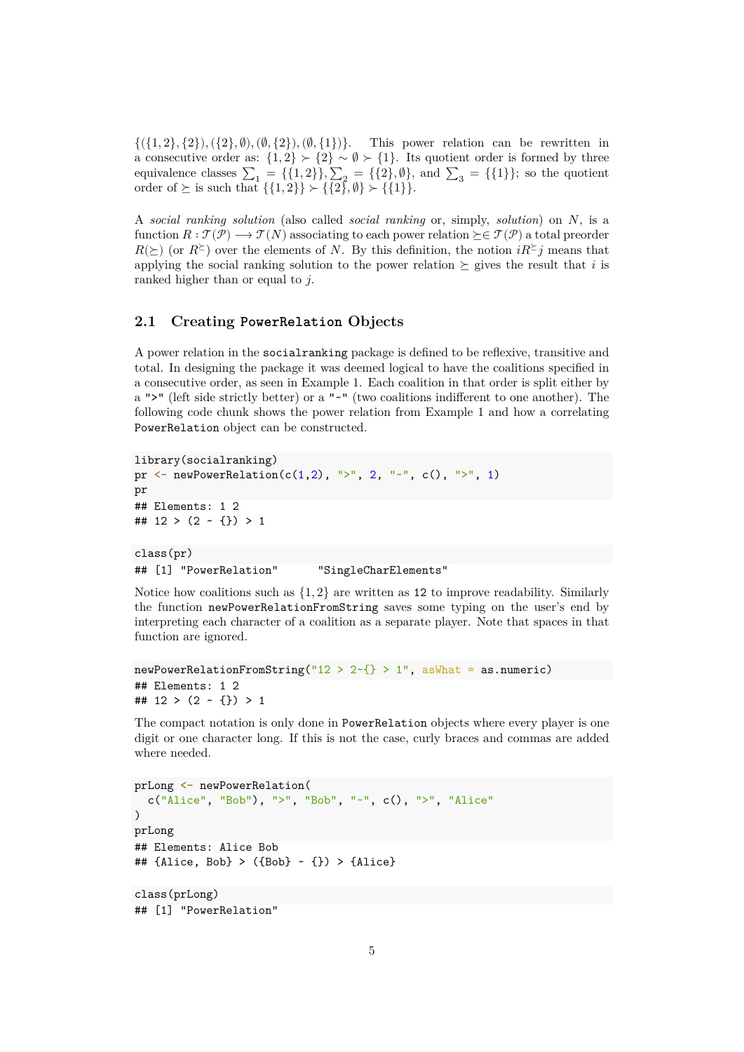$\{(\{1,2\},\{2\}),(\{2\},\emptyset),(\emptyset,\{2\}),(\emptyset,\{1\})\}$. This power relation can be rewritten in a consecutive order as: $\{1,2\} \succ \{2\} \sim \emptyset \succ \{1\}$. Its quotient order is formed by three equivalence classes $\sum_1 = \{\{1,2\}\}, \sum_2 = \{\{2\},\emptyset\}$, and $\sum_3 = \{\{1\}\}$; so the quotient order of $\succeq$ is such that $\{\{1,2\}\} \succ \{\{2\},\emptyset\} \succ \{\{1\}\}$.

A *social ranking solution* (also called *social ranking* or, simply, *solution*) on $N$, is a function $R : \mathcal{T}(\mathcal{P}) \longrightarrow \mathcal{T}(N)$ associating to each power relation $\succeq \in \mathcal{T}(\mathcal{P})$ a total preorder $R(\succeq)$ (or $R^{\succeq}$) over the elements of $N$. By this definition, the notion $iR^{\succeq}j$ means that applying the social ranking solution to the power relation $\succeq$ gives the result that $i$ is ranked higher than or equal to $j$.

## 2.1 Creating `PowerRelation` Objects

A power relation in the `socialranking` package is defined to be reflexive, transitive and total. In designing the package it was deemed logical to have the coalitions specified in a consecutive order, as seen in Example 1. Each coalition in that order is split either by a `">"` (left side strictly better) or a `"~"` (two coalitions indifferent to one another). The following code chunk shows the power relation from Example 1 and how a correlating `PowerRelation` object can be constructed.

```
library(socialranking)
pr <- newPowerRelation(c(1,2), ">", 2, "~", c(), ">", 1)
pr
## Elements: 1 2
## 12 > (2 ~ {}) > 1
```

```
class(pr)
## [1] "PowerRelation"      "SingleCharElements"
```

Notice how coalitions such as $\{1,2\}$ are written as `12` to improve readability. Similarly the function `newPowerRelationFromString` saves some typing on the user's end by interpreting each character of a coalition as a separate player. Note that spaces in that function are ignored.

```
newPowerRelationFromString("12 > 2~{} > 1", asWhat = as.numeric)
## Elements: 1 2
## 12 > (2 ~ {}) > 1
```

The compact notation is only done in `PowerRelation` objects where every player is one digit or one character long. If this is not the case, curly braces and commas are added where needed.

```
prLong <- newPowerRelation(
  c("Alice", "Bob"), ">", "Bob", "~", c(), ">", "Alice"
)
prLong
## Elements: Alice Bob
## {Alice, Bob} > ({Bob} ~ {}) > {Alice}
```

```
class(prLong)
## [1] "PowerRelation"
```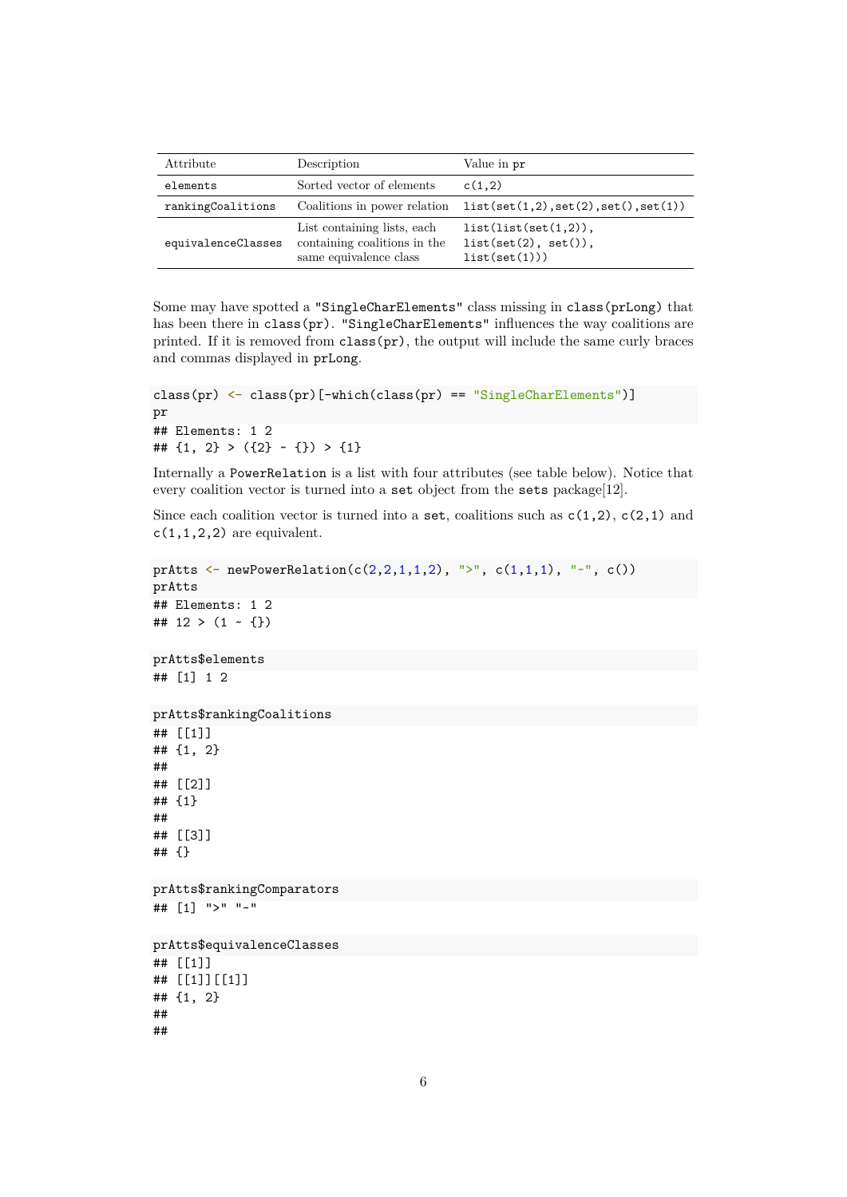| Attribute | Description | Value in pr |
|---|---|---|
| elements | Sorted vector of elements | c(1,2) |
| rankingCoalitions | Coalitions in power relation | list(set(1,2),set(2),set(),set(1)) |
| equivalenceClasses | List containing lists, each containing coalitions in the same equivalence class | list(list(set(1,2)), list(set(2), set()), list(set(1))) |

Some may have spotted a "SingleCharElements" class missing in class(prLong) that has been there in class(pr). "SingleCharElements" influences the way coalitions are printed. If it is removed from class(pr), the output will include the same curly braces and commas displayed in prLong.

```
class(pr) <- class(pr)[-which(class(pr) == "SingleCharElements")]
pr
## Elements: 1 2
## {1, 2} > ({2} ~ {}) > {1}
```

Internally a PowerRelation is a list with four attributes (see table below). Notice that every coalition vector is turned into a set object from the sets package[12].

Since each coalition vector is turned into a set, coalitions such as c(1,2), c(2,1) and c(1,1,2,2) are equivalent.

```
prAtts <- newPowerRelation(c(2,2,1,1,2), ">", c(1,1,1), "~", c())
prAtts
## Elements: 1 2
## 12 > (1 ~ {})
```

```
prAtts$elements
## [1] 1 2
```

```
prAtts$rankingCoalitions
## [[1]]
## {1, 2}
##
## [[2]]
## {1}
##
## [[3]]
## {}
```

```
prAtts$rankingComparators
## [1] ">" "~"
```

```
prAtts$equivalenceClasses
## [[1]]
## [[1]][[1]]
## {1, 2}
##
##
```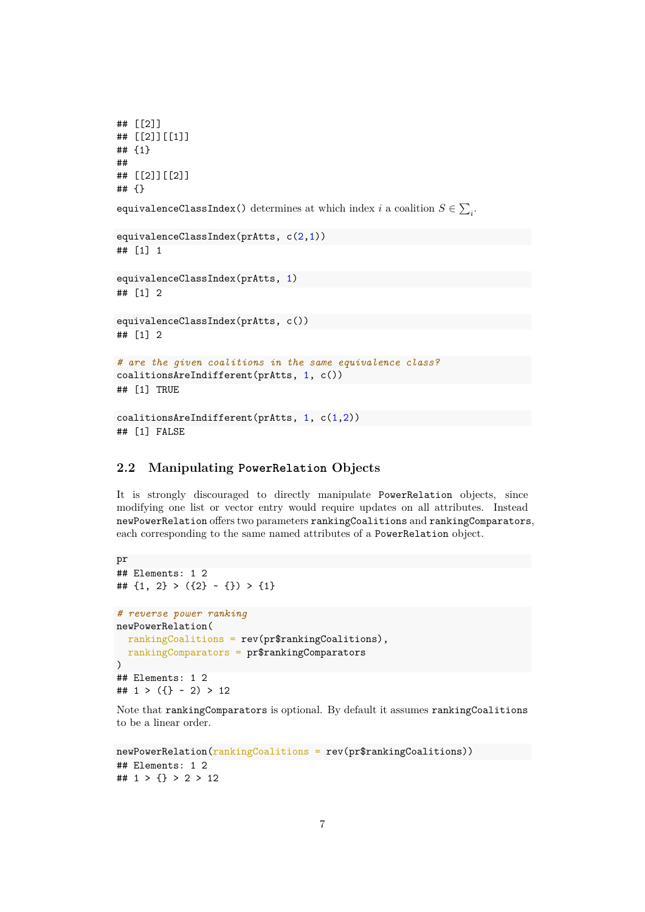```
## [[2]]
## [[2]][[1]]
## {1}
##
## [[2]][[2]]
## {}
```

`equivalenceClassIndex()` determines at which index $i$ a coalition $S \in \sum_i$.

```
equivalenceClassIndex(prAtts, c(2,1))
## [1] 1
```

```
equivalenceClassIndex(prAtts, 1)
## [1] 2
```

```
equivalenceClassIndex(prAtts, c())
## [1] 2
```

```
# are the given coalitions in the same equivalence class?
coalitionsAreIndifferent(prAtts, 1, c())
## [1] TRUE
```

```
coalitionsAreIndifferent(prAtts, 1, c(1,2))
## [1] FALSE
```

### 2.2 Manipulating PowerRelation Objects

It is strongly discouraged to directly manipulate `PowerRelation` objects, since modifying one list or vector entry would require updates on all attributes. Instead `newPowerRelation` offers two parameters `rankingCoalitions` and `rankingComparators`, each corresponding to the same named attributes of a `PowerRelation` object.

```
pr
## Elements: 1 2
## {1, 2} > ({2} ~ {}) > {1}
```

```
# reverse power ranking
newPowerRelation(
  rankingCoalitions = rev(pr$rankingCoalitions),
  rankingComparators = pr$rankingComparators
)
## Elements: 1 2
## 1 > ({} ~ 2) > 12
```

Note that `rankingComparators` is optional. By default it assumes `rankingCoalitions` to be a linear order.

```
newPowerRelation(rankingCoalitions = rev(pr$rankingCoalitions))
## Elements: 1 2
## 1 > {} > 2 > 12
```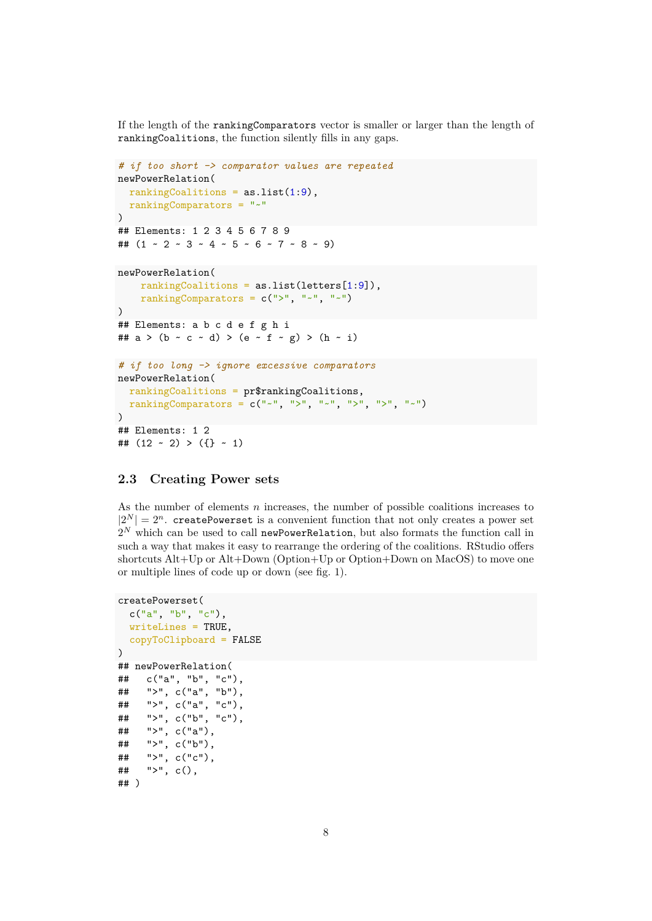If the length of the `rankingComparators` vector is smaller or larger than the length of `rankingCoalitions`, the function silently fills in any gaps.

```
# if too short -> comparator values are repeated
newPowerRelation(
  rankingCoalitions = as.list(1:9),
  rankingComparators = "~"
)
## Elements: 1 2 3 4 5 6 7 8 9
## (1 ~ 2 ~ 3 ~ 4 ~ 5 ~ 6 ~ 7 ~ 8 ~ 9)
```

```
newPowerRelation(
    rankingCoalitions = as.list(letters[1:9]),
    rankingComparators = c(">", "~", "~")
)
## Elements: a b c d e f g h i
## a > (b ~ c ~ d) > (e ~ f ~ g) > (h ~ i)
```

```
# if too long -> ignore excessive comparators
newPowerRelation(
  rankingCoalitions = pr$rankingCoalitions,
  rankingComparators = c("~", ">", "~", ">", ">", "~")
)
## Elements: 1 2
## (12 ~ 2) > ({} ~ 1)
```

### 2.3 Creating Power sets

As the number of elements $n$ increases, the number of possible coalitions increases to $|2^N| = 2^n$. `createPowerset` is a convenient function that not only creates a power set $2^N$ which can be used to call `newPowerRelation`, but also formats the function call in such a way that makes it easy to rearrange the ordering of the coalitions. RStudio offers shortcuts Alt+Up or Alt+Down (Option+Up or Option+Down on MacOS) to move one or multiple lines of code up or down (see fig. 1).

```
createPowerset(
  c("a", "b", "c"),
  writeLines = TRUE,
  copyToClipboard = FALSE
)
## newPowerRelation(
##   c("a", "b", "c"),
##   ">", c("a", "b"),
##   ">", c("a", "c"),
##   ">", c("b", "c"),
##   ">", c("a"),
##   ">", c("b"),
##   ">", c("c"),
##   ">", c(),
## )
```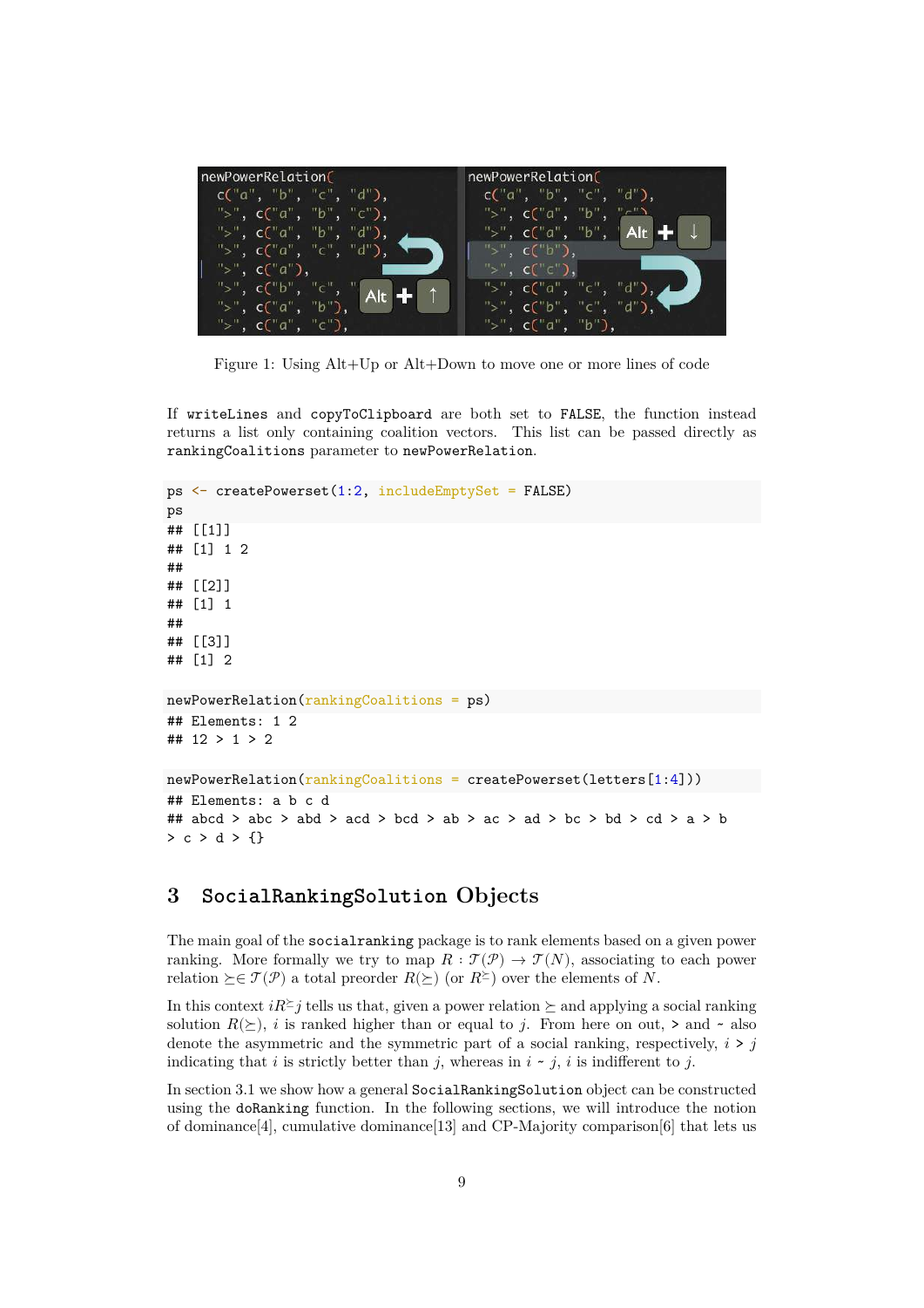Figure 1: Using Alt+Up or Alt+Down to move one or more lines of code

If `writeLines` and `copyToClipboard` are both set to `FALSE`, the function instead returns a list only containing coalition vectors. This list can be passed directly as `rankingCoalitions` parameter to `newPowerRelation`.

```
ps <- createPowerset(1:2, includeEmptySet = FALSE)
ps
## [[1]]
## [1] 1 2
##
## [[2]]
## [1] 1
##
## [[3]]
## [1] 2
```

```
newPowerRelation(rankingCoalitions = ps)
## Elements: 1 2
## 12 > 1 > 2
```

```
newPowerRelation(rankingCoalitions = createPowerset(letters[1:4]))
## Elements: a b c d
## abcd > abc > abd > acd > bcd > ab > ac > ad > bc > bd > cd > a > b
> c > d > {}
```

## 3 SocialRankingSolution Objects

The main goal of the `socialranking` package is to rank elements based on a given power ranking. More formally we try to map $R : \mathcal{T}(\mathcal{P}) \rightarrow \mathcal{T}(N)$, associating to each power relation $\succeq \in \mathcal{T}(\mathcal{P})$ a total preorder $R(\succeq)$ (or $R^{\succeq}$) over the elements of $N$.

In this context $iR^{\succeq}j$ tells us that, given a power relation $\succeq$ and applying a social ranking solution $R(\succeq)$, $i$ is ranked higher than or equal to $j$. From here on out, `>` and `~` also denote the asymmetric and the symmetric part of a social ranking, respectively, $i$ `>` $j$ indicating that $i$ is strictly better than $j$, whereas in $i$ `~` $j$, $i$ is indifferent to $j$.

In section 3.1 we show how a general `SocialRankingSolution` object can be constructed using the `doRanking` function. In the following sections, we will introduce the notion of dominance[4], cumulative dominance[13] and CP-Majority comparison[6] that lets us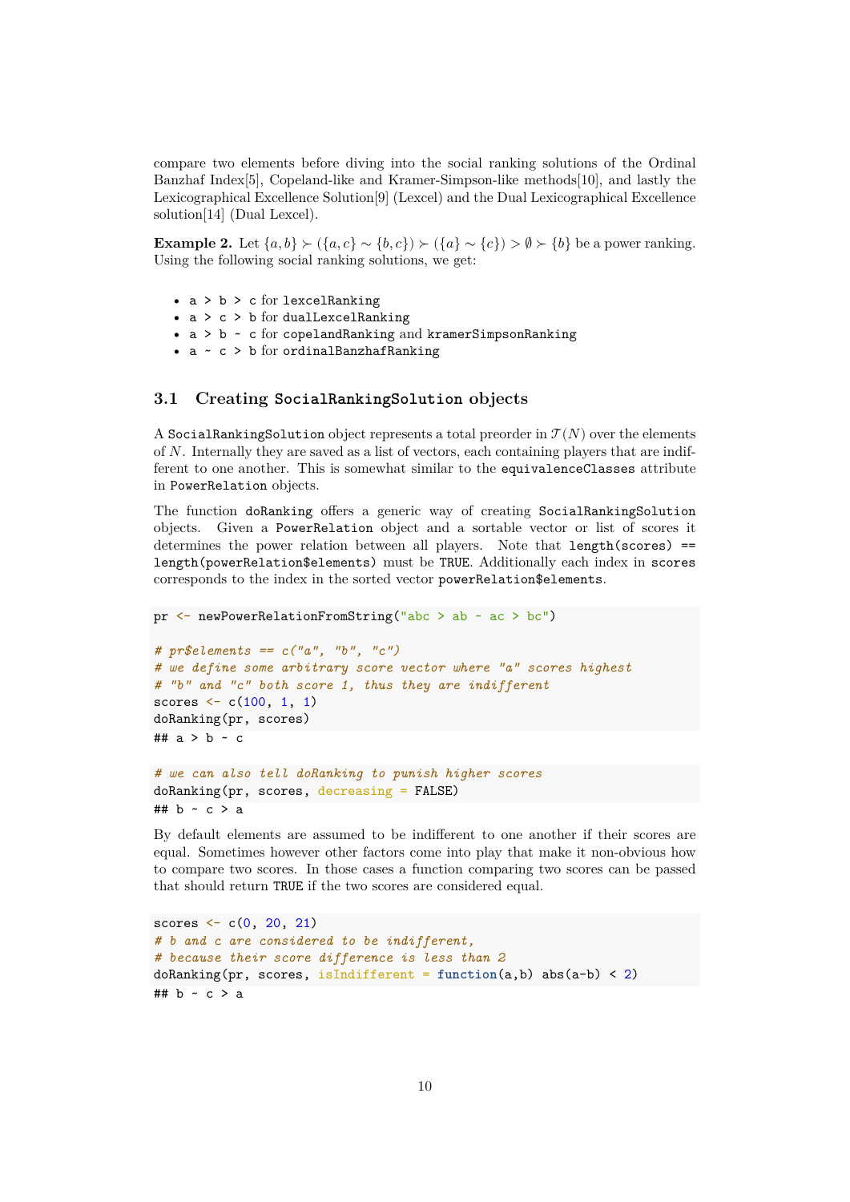compare two elements before diving into the social ranking solutions of the Ordinal Banzhaf Index[5], Copeland-like and Kramer-Simpson-like methods[10], and lastly the Lexicographical Excellence Solution[9] (Lexcel) and the Dual Lexicographical Excellence solution[14] (Dual Lexcel).

**Example 2.** Let $\{a,b\} \succ (\{a,c\} \sim \{b,c\}) \succ (\{a\} \sim \{c\}) > \emptyset \succ \{b\}$ be a power ranking. Using the following social ranking solutions, we get:

- `a > b > c` for `lexcelRanking`
- `a > c > b` for `dualLexcelRanking`
- `a > b ~ c` for `copelandRanking` and `kramerSimpsonRanking`
- `a ~ c > b` for `ordinalBanzhafRanking`

## 3.1 Creating `SocialRankingSolution` objects

A `SocialRankingSolution` object represents a total preorder in $\mathcal{T}(N)$ over the elements of $N$. Internally they are saved as a list of vectors, each containing players that are indifferent to one another. This is somewhat similar to the `equivalenceClasses` attribute in `PowerRelation` objects.

The function `doRanking` offers a generic way of creating `SocialRankingSolution` objects. Given a `PowerRelation` object and a sortable vector or list of scores it determines the power relation between all players. Note that `length(scores) == length(powerRelation$elements)` must be `TRUE`. Additionally each index in `scores` corresponds to the index in the sorted vector `powerRelation$elements`.

```
pr <- newPowerRelationFromString("abc > ab ~ ac > bc")

# pr$elements == c("a", "b", "c")
# we define some arbitrary score vector where "a" scores highest
# "b" and "c" both score 1, thus they are indifferent
scores <- c(100, 1, 1)
doRanking(pr, scores)
## a > b ~ c
```

```
# we can also tell doRanking to punish higher scores
doRanking(pr, scores, decreasing = FALSE)
## b ~ c > a
```

By default elements are assumed to be indifferent to one another if their scores are equal. Sometimes however other factors come into play that make it non-obvious how to compare two scores. In those cases a function comparing two scores can be passed that should return `TRUE` if the two scores are considered equal.

```
scores <- c(0, 20, 21)
# b and c are considered to be indifferent,
# because their score difference is less than 2
doRanking(pr, scores, isIndifferent = function(a,b) abs(a-b) < 2)
## b ~ c > a
```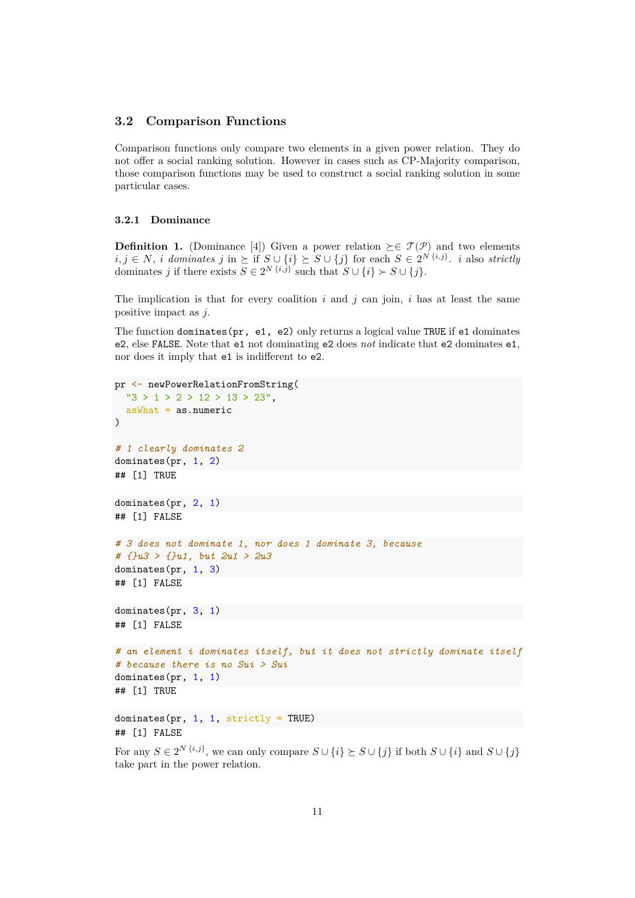### 3.2 Comparison Functions

Comparison functions only compare two elements in a given power relation. They do not offer a social ranking solution. However in cases such as CP-Majority comparison, those comparison functions may be used to construct a social ranking solution in some particular cases.

#### 3.2.1 Dominance

**Definition 1.** (Dominance [4]) Given a power relation $\succeq \in \mathcal{T}(\mathcal{P})$ and two elements $i, j \in N$, $i$ *dominates* $j$ in $\succeq$ if $S \cup \{i\} \succeq S \cup \{j\}$ for each $S \in 2^{N \setminus \{i,j\}}$. $i$ also *strictly* dominates $j$ if there exists $S \in 2^{N \setminus \{i,j\}}$ such that $S \cup \{i\} \succ S \cup \{j\}$.

The implication is that for every coalition $i$ and $j$ can join, $i$ has at least the same positive impact as $j$.

The function `dominates(pr, e1, e2)` only returns a logical value `TRUE` if `e1` dominates `e2`, else `FALSE`. Note that `e1` not dominating `e2` does *not* indicate that `e2` dominates `e1`, nor does it imply that `e1` is indifferent to `e2`.

```
pr <- newPowerRelationFromString(
  "3 > 1 > 2 > 12 > 13 > 23",
  asWhat = as.numeric
)

# 1 clearly dominates 2
dominates(pr, 1, 2)
## [1] TRUE

dominates(pr, 2, 1)
## [1] FALSE

# 3 does not dominate 1, nor does 1 dominate 3, because
# {}u3 > {}u1, but 2u1 > 2u3
dominates(pr, 1, 3)
## [1] FALSE

dominates(pr, 3, 1)
## [1] FALSE

# an element i dominates itself, but it does not strictly dominate itself
# because there is no Sui > Sui
dominates(pr, 1, 1)
## [1] TRUE

dominates(pr, 1, 1, strictly = TRUE)
## [1] FALSE
```

For any $S \in 2^{N \setminus \{i,j\}}$, we can only compare $S \cup \{i\} \succeq S \cup \{j\}$ if both $S \cup \{i\}$ and $S \cup \{j\}$ take part in the power relation.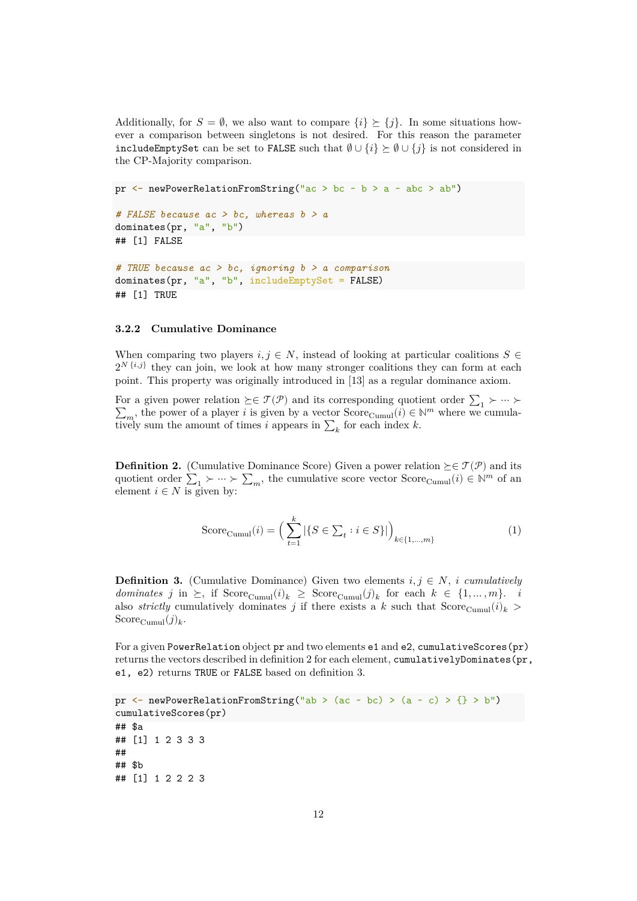Additionally, for $S = \emptyset$, we also want to compare $\{i\} \succeq \{j\}$. In some situations however a comparison between singletons is not desired. For this reason the parameter `includeEmptySet` can be set to `FALSE` such that $\emptyset \cup \{i\} \succeq \emptyset \cup \{j\}$ is not considered in the CP-Majority comparison.

```
pr <- newPowerRelationFromString("ac > bc ~ b > a ~ abc > ab")

# FALSE because ac > bc, whereas b > a
dominates(pr, "a", "b")
## [1] FALSE

# TRUE because ac > bc, ignoring b > a comparison
dominates(pr, "a", "b", includeEmptySet = FALSE)
## [1] TRUE
```

### 3.2.2 Cumulative Dominance

When comparing two players $i, j \in N$, instead of looking at particular coalitions $S \in 2^{N \setminus \{i,j\}}$ they can join, we look at how many stronger coalitions they can form at each point. This property was originally introduced in [13] as a regular dominance axiom.

For a given power relation $\succeq \in \mathcal{T}(\mathcal{P})$ and its corresponding quotient order $\sum_1 \succ \cdots \succ \sum_m$, the power of a player $i$ is given by a vector $\text{Score}_{\text{Cumul}}(i) \in \mathbb{N}^m$ where we cumulatively sum the amount of times $i$ appears in $\sum_k$ for each index $k$.

**Definition 2.** (Cumulative Dominance Score) Given a power relation $\succeq \in \mathcal{T}(\mathcal{P})$ and its quotient order $\sum_1 \succ \cdots \succ \sum_m$, the cumulative score vector $\text{Score}_{\text{Cumul}}(i) \in \mathbb{N}^m$ of an element $i \in N$ is given by:

$$\text{Score}_{\text{Cumul}}(i) = \Big( \sum_{t=1}^{k} |\{S \in \textstyle\sum_t : i \in S\}| \Big)_{k \in \{1,\dots,m\}} \tag{1}$$

**Definition 3.** (Cumulative Dominance) Given two elements $i, j \in N$, $i$ *cumulatively dominates* $j$ in $\succeq$, if $\text{Score}_{\text{Cumul}}(i)_k \geq \text{Score}_{\text{Cumul}}(j)_k$ for each $k \in \{1, \dots, m\}$. $i$ also *strictly* cumulatively dominates $j$ if there exists a $k$ such that $\text{Score}_{\text{Cumul}}(i)_k > \text{Score}_{\text{Cumul}}(j)_k$.

For a given `PowerRelation` object `pr` and two elements `e1` and `e2`, `cumulativeScores(pr)` returns the vectors described in definition 2 for each element, `cumulativelyDominates(pr, e1, e2)` returns `TRUE` or `FALSE` based on definition 3.

```
pr <- newPowerRelationFromString("ab > (ac ~ bc) > (a ~ c) > {} > b")
cumulativeScores(pr)
## $a
## [1] 1 2 3 3 3
##
## $b
## [1] 1 2 2 2 3
```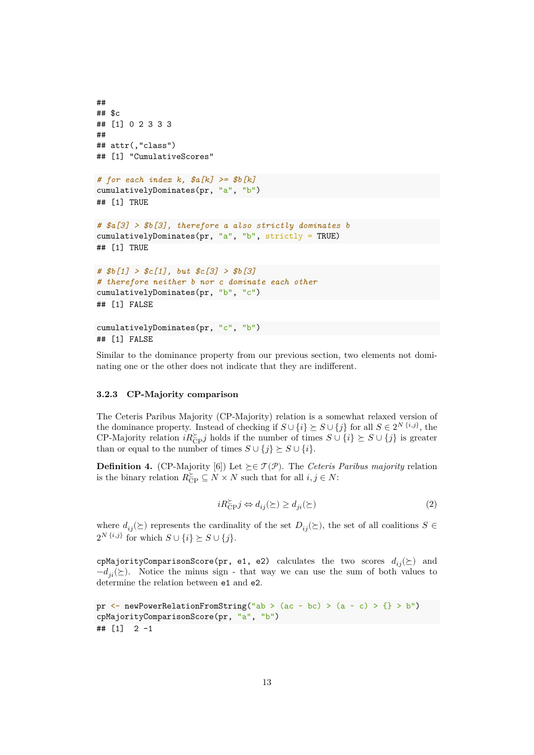```
##
## $c
## [1] 0 2 3 3 3
##
## attr(,"class")
## [1] "CumulativeScores"
```

```
# for each index k, $a[k] >= $b[k]
cumulativelyDominates(pr, "a", "b")
## [1] TRUE
```

```
# $a[3] > $b[3], therefore a also strictly dominates b
cumulativelyDominates(pr, "a", "b", strictly = TRUE)
## [1] TRUE
```

```
# $b[1] > $c[1], but $c[3] > $b[3]
# therefore neither b nor c dominate each other
cumulativelyDominates(pr, "b", "c")
## [1] FALSE
```

```
cumulativelyDominates(pr, "c", "b")
## [1] FALSE
```

Similar to the dominance property from our previous section, two elements not dominating one or the other does not indicate that they are indifferent.

### 3.2.3 CP-Majority comparison

The Ceteris Paribus Majority (CP-Majority) relation is a somewhat relaxed version of the dominance property. Instead of checking if $S \cup \{i\} \succeq S \cup \{j\}$ for all $S \in 2^{N \setminus \{i,j\}}$, the CP-Majority relation $iR^{\succeq}_{\text{CP}}j$ holds if the number of times $S \cup \{i\} \succeq S \cup \{j\}$ is greater than or equal to the number of times $S \cup \{j\} \succeq S \cup \{i\}$.

**Definition 4.** (CP-Majority [6]) Let $\succeq \in \mathcal{T}(\mathcal{P})$. The *Ceteris Paribus majority* relation is the binary relation $R^{\succeq}_{\text{CP}} \subseteq N \times N$ such that for all $i, j \in N$:

$$iR^{\succeq}_{\text{CP}}j \Leftrightarrow d_{ij}(\succeq) \geq d_{ji}(\succeq) \tag{2}$$

where $d_{ij}(\succeq)$ represents the cardinality of the set $D_{ij}(\succeq)$, the set of all coalitions $S \in 2^{N \setminus \{i,j\}}$ for which $S \cup \{i\} \succeq S \cup \{j\}$.

`cpMajorityComparisonScore(pr, e1, e2)` calculates the two scores $d_{ij}(\succeq)$ and $-d_{ji}(\succeq)$. Notice the minus sign - that way we can use the sum of both values to determine the relation between `e1` and `e2`.

```
pr <- newPowerRelationFromString("ab > (ac ~ bc) > (a ~ c) > {} > b")
cpMajorityComparisonScore(pr, "a", "b")
## [1]  2 -1
```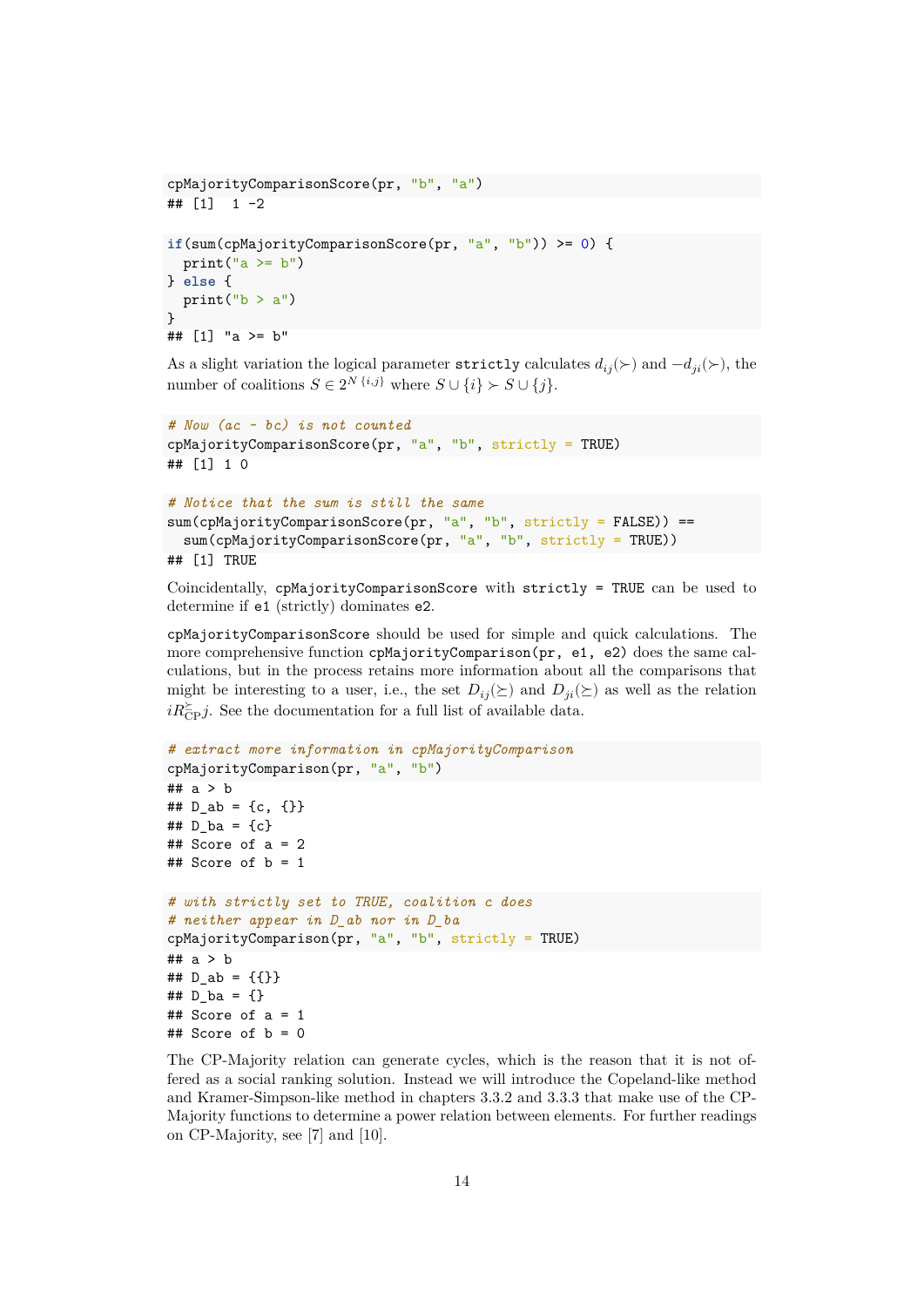```r
cpMajorityComparisonScore(pr, "b", "a")
## [1]  1 -2
```

```r
if(sum(cpMajorityComparisonScore(pr, "a", "b")) >= 0) {
  print("a >= b")
} else {
  print("b > a")
}
## [1] "a >= b"
```

As a slight variation the logical parameter `strictly` calculates $d_{ij}(\succ)$ and $-d_{ji}(\succ)$, the number of coalitions $S \in 2^{N \setminus \{i,j\}}$ where $S \cup \{i\} \succ S \cup \{j\}$.

```r
# Now (ac ~ bc) is not counted
cpMajorityComparisonScore(pr, "a", "b", strictly = TRUE)
## [1] 1 0
```

```r
# Notice that the sum is still the same
sum(cpMajorityComparisonScore(pr, "a", "b", strictly = FALSE)) ==
  sum(cpMajorityComparisonScore(pr, "a", "b", strictly = TRUE))
## [1] TRUE
```

Coincidentally, `cpMajorityComparisonScore` with `strictly = TRUE` can be used to determine if `e1` (strictly) dominates `e2`.

`cpMajorityComparisonScore` should be used for simple and quick calculations. The more comprehensive function `cpMajorityComparison(pr, e1, e2)` does the same calculations, but in the process retains more information about all the comparisons that might be interesting to a user, i.e., the set $D_{ij}(\succeq)$ and $D_{ji}(\succeq)$ as well as the relation $iR^{\succeq}_{\mathrm{CP}}j$. See the documentation for a full list of available data.

```r
# extract more information in cpMajorityComparison
cpMajorityComparison(pr, "a", "b")
## a > b
## D_ab = {c, {}}
## D_ba = {c}
## Score of a = 2
## Score of b = 1
```

```r
# with strictly set to TRUE, coalition c does
# neither appear in D_ab nor in D_ba
cpMajorityComparison(pr, "a", "b", strictly = TRUE)
## a > b
## D_ab = {{}}
## D_ba = {}
## Score of a = 1
## Score of b = 0
```

The CP-Majority relation can generate cycles, which is the reason that it is not offered as a social ranking solution. Instead we will introduce the Copeland-like method and Kramer-Simpson-like method in chapters 3.3.2 and 3.3.3 that make use of the CP-Majority functions to determine a power relation between elements. For further readings on CP-Majority, see [7] and [10].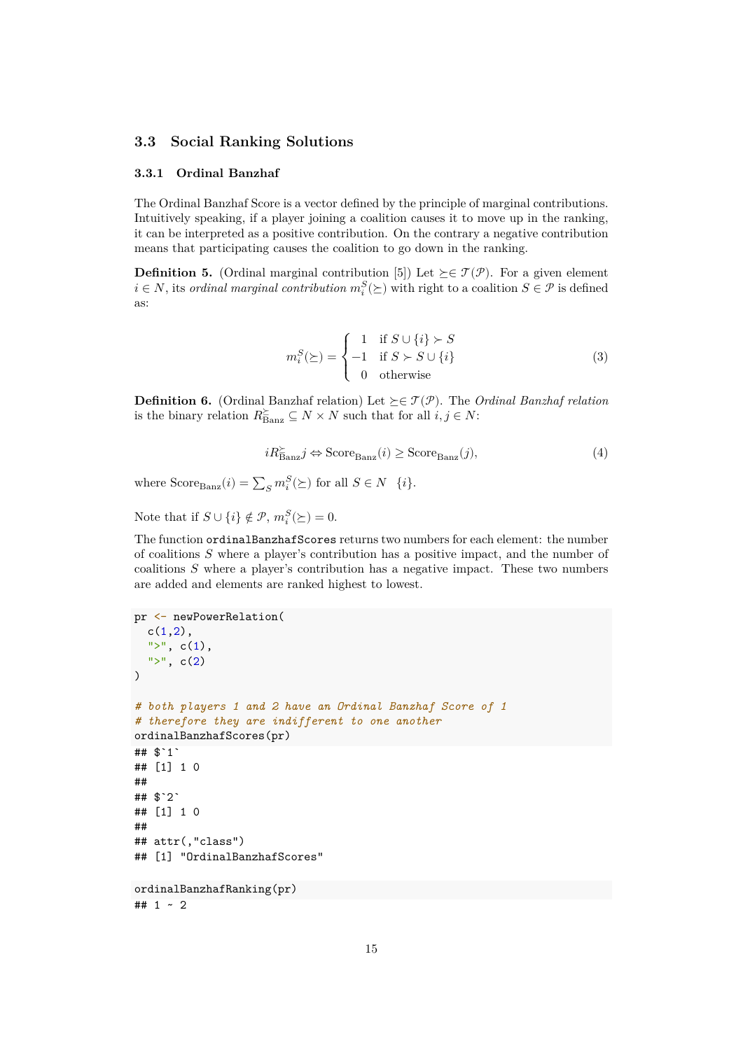## 3.3 Social Ranking Solutions

### 3.3.1 Ordinal Banzhaf

The Ordinal Banzhaf Score is a vector defined by the principle of marginal contributions. Intuitively speaking, if a player joining a coalition causes it to move up in the ranking, it can be interpreted as a positive contribution. On the contrary a negative contribution means that participating causes the coalition to go down in the ranking.

**Definition 5.** (Ordinal marginal contribution [5]) Let $\succeq \in \mathcal{T}(\mathcal{P})$. For a given element $i \in N$, its *ordinal marginal contribution* $m_i^S(\succeq)$ with right to a coalition $S \in \mathcal{P}$ is defined as:

$$m_i^S(\succeq) = \begin{cases} 1 & \text{if } S \cup \{i\} \succ S \\ -1 & \text{if } S \succ S \cup \{i\} \\ 0 & \text{otherwise} \end{cases} \tag{3}$$

**Definition 6.** (Ordinal Banzhaf relation) Let $\succeq \in \mathcal{T}(\mathcal{P})$. The *Ordinal Banzhaf relation* is the binary relation $R^{\succeq}_{\text{Banz}} \subseteq N \times N$ such that for all $i, j \in N$:

$$iR^{\succeq}_{\text{Banz}}j \Leftrightarrow \text{Score}_{\text{Banz}}(i) \geq \text{Score}_{\text{Banz}}(j), \tag{4}$$

where $\text{Score}_{\text{Banz}}(i) = \sum_S m_i^S(\succeq)$ for all $S \in N \quad \{i\}$.

Note that if $S \cup \{i\} \notin \mathcal{P}$, $m_i^S(\succeq) = 0$.

The function `ordinalBanzhafScores` returns two numbers for each element: the number of coalitions $S$ where a player's contribution has a positive impact, and the number of coalitions $S$ where a player's contribution has a negative impact. These two numbers are added and elements are ranked highest to lowest.

```
pr <- newPowerRelation(
  c(1,2),
  ">", c(1),
  ">", c(2)
)

# both players 1 and 2 have an Ordinal Banzhaf Score of 1
# therefore they are indifferent to one another
ordinalBanzhafScores(pr)
## $`1`
## [1] 1 0
##
## $`2`
## [1] 1 0
##
## attr(,"class")
## [1] "OrdinalBanzhafScores"
```

```
ordinalBanzhafRanking(pr)
## 1 ~ 2
```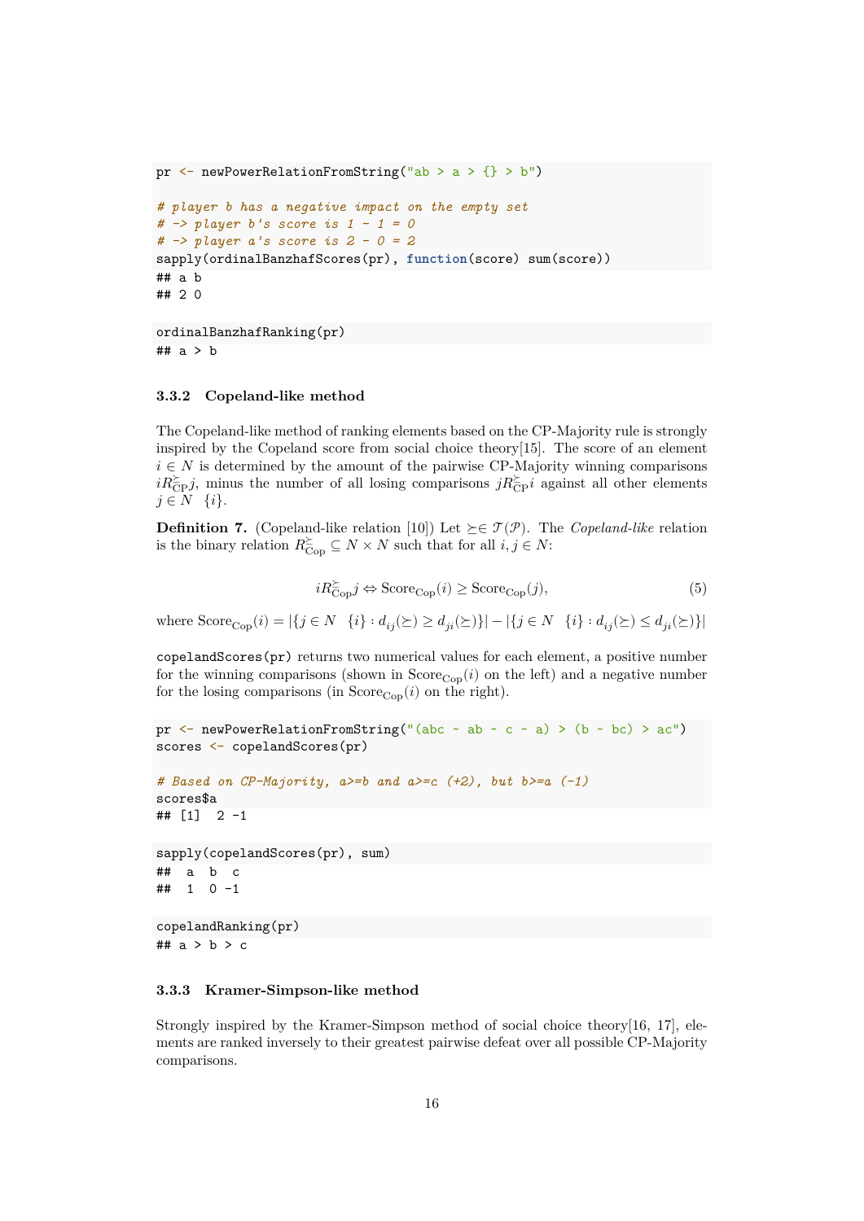```r
pr <- newPowerRelationFromString("ab > a > {} > b")

# player b has a negative impact on the empty set
# -> player b's score is 1 - 1 = 0
# -> player a's score is 2 - 0 = 2
sapply(ordinalBanzhafScores(pr), function(score) sum(score))
## a b
## 2 0
```

```r
ordinalBanzhafRanking(pr)
## a > b
```

### 3.3.2 Copeland-like method

The Copeland-like method of ranking elements based on the CP-Majority rule is strongly inspired by the Copeland score from social choice theory[15]. The score of an element $i \in N$ is determined by the amount of the pairwise CP-Majority winning comparisons $iR^{\succeq}_{\text{CP}}j$, minus the number of all losing comparisons $jR^{\succeq}_{\text{CP}}i$ against all other elements $j \in N \setminus \{i\}$.

**Definition 7.** (Copeland-like relation [10]) Let $\succeq \in \mathcal{T}(\mathcal{P})$. The *Copeland-like* relation is the binary relation $R^{\succeq}_{\text{Cop}} \subseteq N \times N$ such that for all $i, j \in N$:

$$iR^{\succeq}_{\text{Cop}}j \Leftrightarrow \text{Score}_{\text{Cop}}(i) \geq \text{Score}_{\text{Cop}}(j), \tag{5}$$

where $\text{Score}_{\text{Cop}}(i) = |\{j \in N \setminus \{i\} : d_{ij}(\succeq) \geq d_{ji}(\succeq)\}| - |\{j \in N \setminus \{i\} : d_{ij}(\succeq) \leq d_{ji}(\succeq)\}|$

`copelandScores(pr)` returns two numerical values for each element, a positive number for the winning comparisons (shown in $\text{Score}_{\text{Cop}}(i)$ on the left) and a negative number for the losing comparisons (in $\text{Score}_{\text{Cop}}(i)$ on the right).

```r
pr <- newPowerRelationFromString("(abc ~ ab ~ c ~ a) > (b ~ bc) > ac")
scores <- copelandScores(pr)

# Based on CP-Majority, a>=b and a>=c (+2), but b>=a (-1)
scores$a
## [1]  2 -1
```

```r
sapply(copelandScores(pr), sum)
##  a  b  c
##  1  0 -1
```

```r
copelandRanking(pr)
## a > b > c
```

### 3.3.3 Kramer-Simpson-like method

Strongly inspired by the Kramer-Simpson method of social choice theory[16, 17], elements are ranked inversely to their greatest pairwise defeat over all possible CP-Majority comparisons.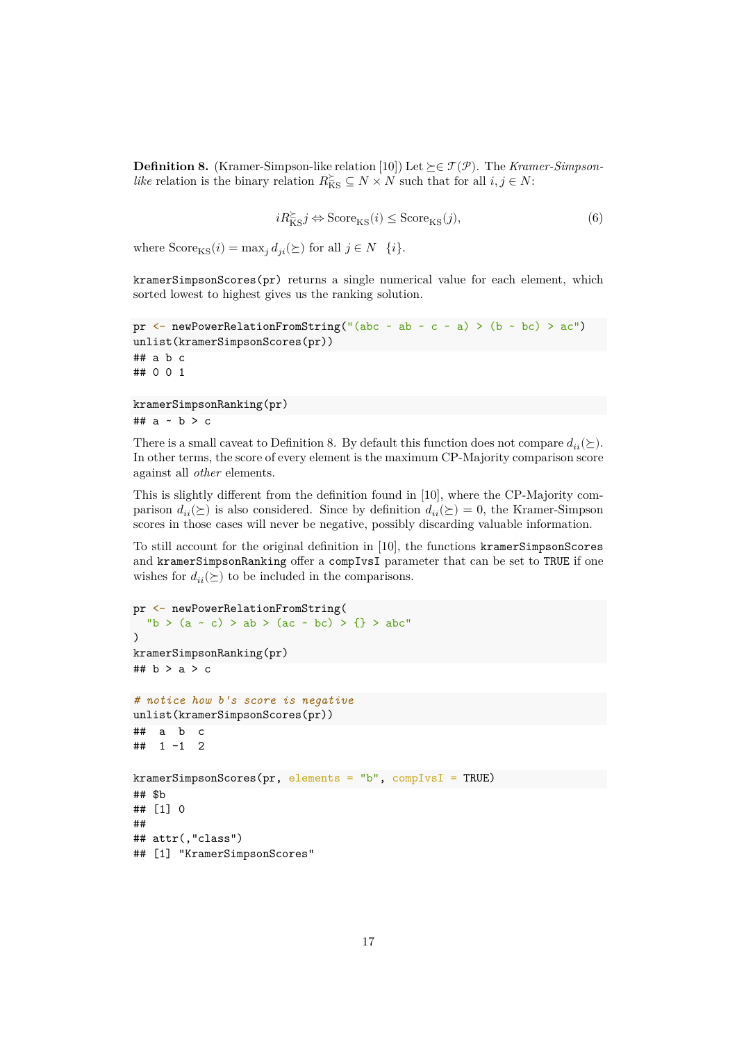**Definition 8.** (Kramer-Simpson-like relation [10]) Let $\succeq \in \mathcal{T}(\mathcal{P})$. The *Kramer-Simpson-like* relation is the binary relation $R^{\succeq}_{\text{KS}} \subseteq N \times N$ such that for all $i, j \in N$:

$$iR^{\succeq}_{\text{KS}}j \Leftrightarrow \text{Score}_{\text{KS}}(i) \leq \text{Score}_{\text{KS}}(j), \tag{6}$$

where $\text{Score}_{\text{KS}}(i) = \max_j d_{ji}(\succeq)$ for all $j \in N \setminus \{i\}$.

`kramerSimpsonScores(pr)` returns a single numerical value for each element, which sorted lowest to highest gives us the ranking solution.

```
pr <- newPowerRelationFromString("(abc ~ ab ~ c ~ a) > (b ~ bc) > ac")
unlist(kramerSimpsonScores(pr))
## a b c
## 0 0 1
```

```
kramerSimpsonRanking(pr)
## a ~ b > c
```

There is a small caveat to Definition 8. By default this function does not compare $d_{ii}(\succeq)$. In other terms, the score of every element is the maximum CP-Majority comparison score against all *other* elements.

This is slightly different from the definition found in [10], where the CP-Majority comparison $d_{ii}(\succeq)$ is also considered. Since by definition $d_{ii}(\succeq) = 0$, the Kramer-Simpson scores in those cases will never be negative, possibly discarding valuable information.

To still account for the original definition in [10], the functions `kramerSimpsonScores` and `kramerSimpsonRanking` offer a `compIvsI` parameter that can be set to `TRUE` if one wishes for $d_{ii}(\succeq)$ to be included in the comparisons.

```
pr <- newPowerRelationFromString(
  "b > (a ~ c) > ab > (ac ~ bc) > {} > abc"
)
kramerSimpsonRanking(pr)
## b > a > c
```

```
# notice how b's score is negative
unlist(kramerSimpsonScores(pr))
##  a  b  c
##  1 -1  2
```

```
kramerSimpsonScores(pr, elements = "b", compIvsI = TRUE)
## $b
## [1] 0
##
## attr(,"class")
## [1] "KramerSimpsonScores"
```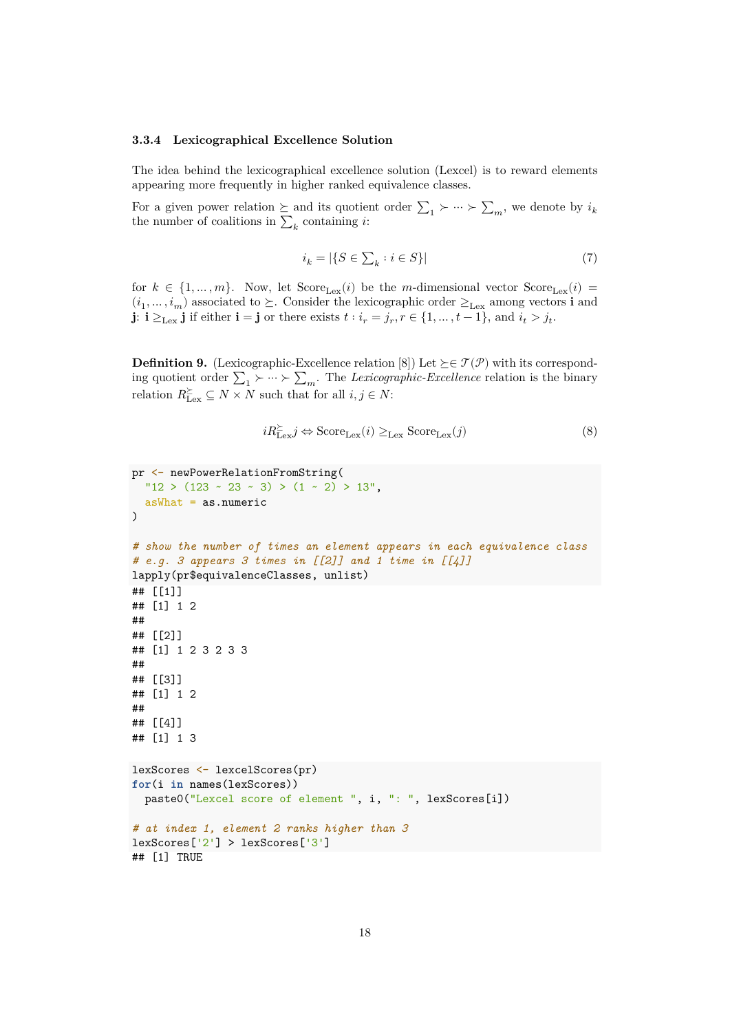### 3.3.4 Lexicographical Excellence Solution

The idea behind the lexicographical excellence solution (Lexcel) is to reward elements appearing more frequently in higher ranked equivalence classes.

For a given power relation $\succeq$ and its quotient order $\sum_1 \succ \cdots \succ \sum_m$, we denote by $i_k$ the number of coalitions in $\sum_k$ containing $i$:

$$i_k = |\{S \in \textstyle\sum_k : i \in S\}| \tag{7}$$

for $k \in \{1, \ldots, m\}$. Now, let $\text{Score}_{\text{Lex}}(i)$ be the $m$-dimensional vector $\text{Score}_{\text{Lex}}(i) = (i_1, \ldots, i_m)$ associated to $\succeq$. Consider the lexicographic order $\geq_{\text{Lex}}$ among vectors $\mathbf{i}$ and $\mathbf{j}$: $\mathbf{i} \geq_{\text{Lex}} \mathbf{j}$ if either $\mathbf{i} = \mathbf{j}$ or there exists $t : i_r = j_r, r \in \{1, \ldots, t-1\}$, and $i_t > j_t$.

**Definition 9.** (Lexicographic-Excellence relation [8]) Let $\succeq \in \mathcal{T}(\mathcal{P})$ with its corresponding quotient order $\sum_1 \succ \cdots \succ \sum_m$. The *Lexicographic-Excellence* relation is the binary relation $R^{\succeq}_{\text{Lex}} \subseteq N \times N$ such that for all $i, j \in N$:

$$i R^{\succeq}_{\text{Lex}} j \Leftrightarrow \text{Score}_{\text{Lex}}(i) \geq_{\text{Lex}} \text{Score}_{\text{Lex}}(j) \tag{8}$$

```
pr <- newPowerRelationFromString(
  "12 > (123 ~ 23 ~ 3) > (1 ~ 2) > 13",
  asWhat = as.numeric
)

# show the number of times an element appears in each equivalence class
# e.g. 3 appears 3 times in [[2]] and 1 time in [[4]]
lapply(pr$equivalenceClasses, unlist)
## [[1]]
## [1] 1 2
##
## [[2]]
## [1] 1 2 3 2 3 3
##
## [[3]]
## [1] 1 2
##
## [[4]]
## [1] 1 3

lexScores <- lexcelScores(pr)
for(i in names(lexScores))
  paste0("Lexcel score of element ", i, ": ", lexScores[i])

# at index 1, element 2 ranks higher than 3
lexScores['2'] > lexScores['3']
## [1] TRUE
```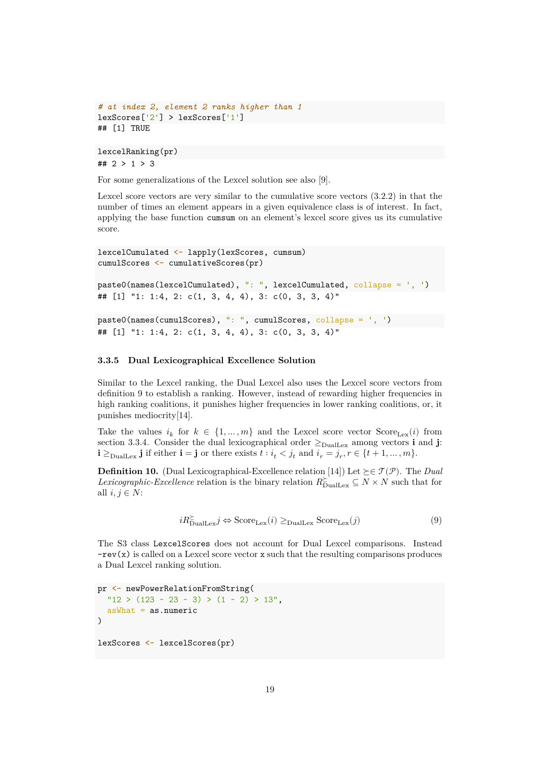```r
# at index 2, element 2 ranks higher than 1
lexScores['2'] > lexScores['1']
## [1] TRUE
```

```r
lexcelRanking(pr)
## 2 > 1 > 3
```

For some generalizations of the Lexcel solution see also [9].

Lexcel score vectors are very similar to the cumulative score vectors (3.2.2) in that the number of times an element appears in a given equivalence class is of interest. In fact, applying the base function `cumsum` on an element's lexcel score gives us its cumulative score.

```r
lexcelCumulated <- lapply(lexScores, cumsum)
cumulScores <- cumulativeScores(pr)

paste0(names(lexcelCumulated), ": ", lexcelCumulated, collapse = ', ')
## [1] "1: 1:4, 2: c(1, 3, 4, 4), 3: c(0, 3, 3, 4)"

paste0(names(cumulScores), ": ", cumulScores, collapse = ', ')
## [1] "1: 1:4, 2: c(1, 3, 4, 4), 3: c(0, 3, 3, 4)"
```

### 3.3.5 Dual Lexicographical Excellence Solution

Similar to the Lexcel ranking, the Dual Lexcel also uses the Lexcel score vectors from definition 9 to establish a ranking. However, instead of rewarding higher frequencies in high ranking coalitions, it punishes higher frequencies in lower ranking coalitions, or, it punishes mediocrity[14].

Take the values $i_k$ for $k \in \{1, \dots, m\}$ and the Lexcel score vector $\text{Score}_{\text{Lex}}(i)$ from section 3.3.4. Consider the dual lexicographical order $\geq_{\text{DualLex}}$ among vectors $\mathbf{i}$ and $\mathbf{j}$: $\mathbf{i} \geq_{\text{DualLex}} \mathbf{j}$ if either $\mathbf{i} = \mathbf{j}$ or there exists $t : i_t < j_t$ and $i_r = j_r, r \in \{t+1, \dots, m\}$.

**Definition 10.** (Dual Lexicographical-Excellence relation [14]) Let $\succeq \in \mathcal{T}(\mathcal{P})$. The *Dual Lexicographic-Excellence* relation is the binary relation $R^{\succeq}_{\text{DualLex}} \subseteq N \times N$ such that for all $i, j \in N$:

$$iR^{\succeq}_{\text{DualLex}}j \Leftrightarrow \text{Score}_{\text{Lex}}(i) \geq_{\text{DualLex}} \text{Score}_{\text{Lex}}(j) \tag{9}$$

The S3 class `LexcelScores` does not account for Dual Lexcel comparisons. Instead `-rev(x)` is called on a Lexcel score vector `x` such that the resulting comparisons produces a Dual Lexcel ranking solution.

```r
pr <- newPowerRelationFromString(
  "12 > (123 ~ 23 ~ 3) > (1 ~ 2) > 13",
  asWhat = as.numeric
)

lexScores <- lexcelScores(pr)
```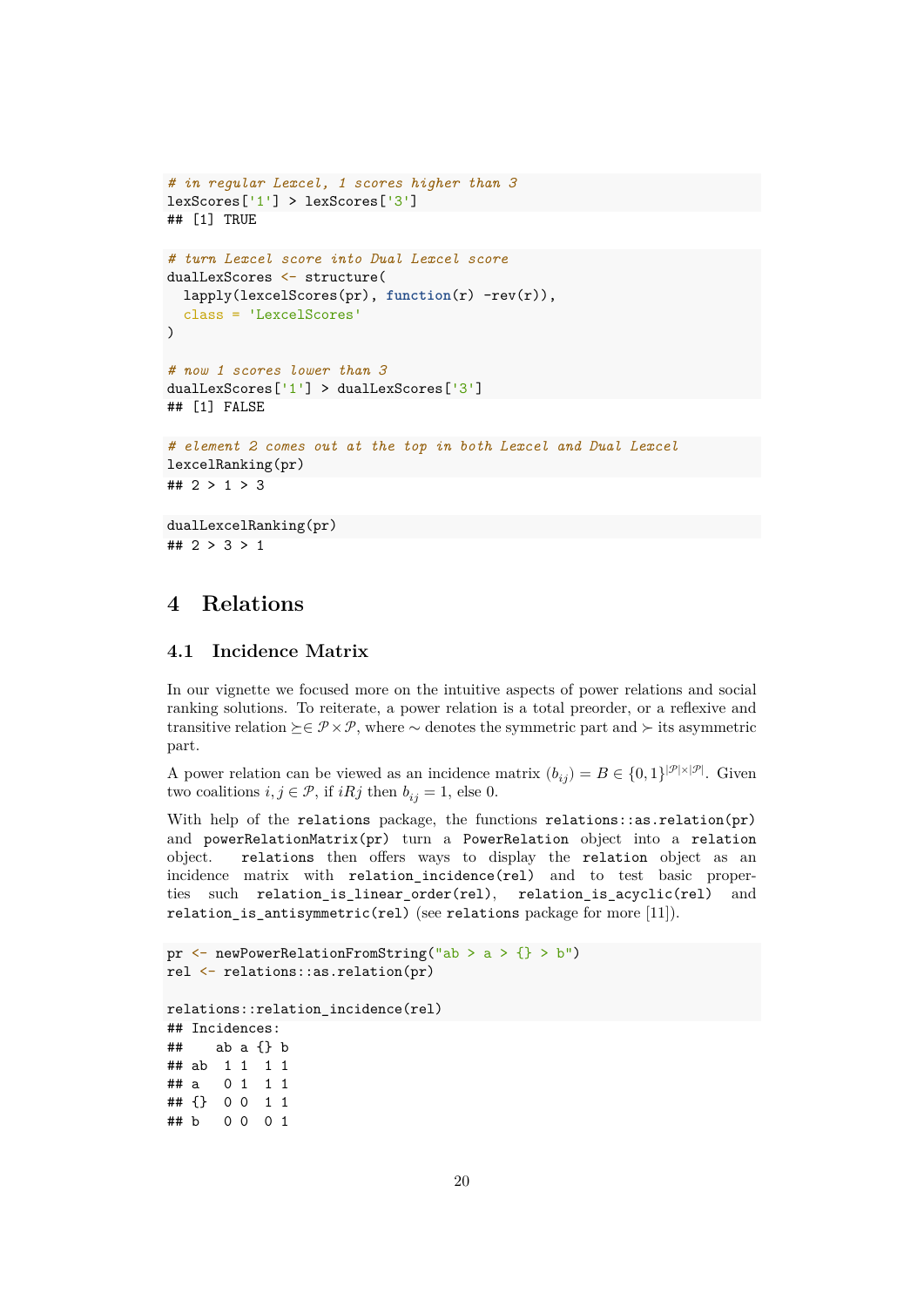```r
# in regular Lexcel, 1 scores higher than 3
lexScores['1'] > lexScores['3']
## [1] TRUE
```

```r
# turn Lexcel score into Dual Lexcel score
dualLexScores <- structure(
  lapply(lexcelScores(pr), function(r) -rev(r)),
  class = 'LexcelScores'
)

# now 1 scores lower than 3
dualLexScores['1'] > dualLexScores['3']
## [1] FALSE
```

```r
# element 2 comes out at the top in both Lexcel and Dual Lexcel
lexcelRanking(pr)
## 2 > 1 > 3
```

```r
dualLexcelRanking(pr)
## 2 > 3 > 1
```

# 4 Relations

## 4.1 Incidence Matrix

In our vignette we focused more on the intuitive aspects of power relations and social ranking solutions. To reiterate, a power relation is a total preorder, or a reflexive and transitive relation $\succsim \in \mathcal{P} \times \mathcal{P}$, where $\sim$ denotes the symmetric part and $\succ$ its asymmetric part.

A power relation can be viewed as an incidence matrix $(b_{ij}) = B \in \{0,1\}^{|\mathcal{P}| \times |\mathcal{P}|}$. Given two coalitions $i, j \in \mathcal{P}$, if $iRj$ then $b_{ij} = 1$, else 0.

With help of the `relations` package, the functions `relations::as.relation(pr)` and `powerRelationMatrix(pr)` turn a `PowerRelation` object into a `relation` object. `relations` then offers ways to display the `relation` object as an incidence matrix with `relation_incidence(rel)` and to test basic properties such `relation_is_linear_order(rel)`, `relation_is_acyclic(rel)` and `relation_is_antisymmetric(rel)` (see `relations` package for more [11]).

```r
pr <- newPowerRelationFromString("ab > a > {} > b")
rel <- relations::as.relation(pr)

relations::relation_incidence(rel)
## Incidences:
##    ab a {} b
## ab  1 1  1 1
## a   0 1  1 1
## {}  0 0  1 1
## b   0 0  0 1
```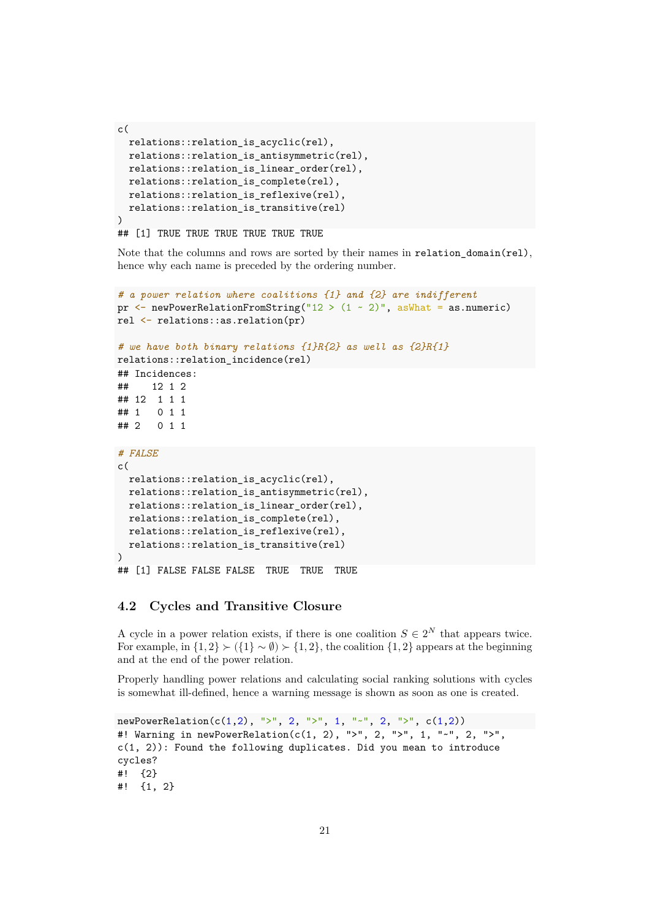```r
c(
  relations::relation_is_acyclic(rel),
  relations::relation_is_antisymmetric(rel),
  relations::relation_is_linear_order(rel),
  relations::relation_is_complete(rel),
  relations::relation_is_reflexive(rel),
  relations::relation_is_transitive(rel)
)
## [1] TRUE TRUE TRUE TRUE TRUE TRUE
```

Note that the columns and rows are sorted by their names in `relation_domain(rel)`, hence why each name is preceded by the ordering number.

```r
# a power relation where coalitions {1} and {2} are indifferent
pr <- newPowerRelationFromString("12 > (1 ~ 2)", asWhat = as.numeric)
rel <- relations::as.relation(pr)

# we have both binary relations {1}R{2} as well as {2}R{1}
relations::relation_incidence(rel)
## Incidences:
##    12 1 2
## 12  1 1 1
## 1   0 1 1
## 2   0 1 1
```

```r
# FALSE
c(
  relations::relation_is_acyclic(rel),
  relations::relation_is_antisymmetric(rel),
  relations::relation_is_linear_order(rel),
  relations::relation_is_complete(rel),
  relations::relation_is_reflexive(rel),
  relations::relation_is_transitive(rel)
)
## [1] FALSE FALSE FALSE  TRUE  TRUE  TRUE
```

## 4.2 Cycles and Transitive Closure

A cycle in a power relation exists, if there is one coalition $S \in 2^N$ that appears twice. For example, in $\{1,2\} \succ (\{1\} \sim \emptyset) \succ \{1,2\}$, the coalition $\{1,2\}$ appears at the beginning and at the end of the power relation.

Properly handling power relations and calculating social ranking solutions with cycles is somewhat ill-defined, hence a warning message is shown as soon as one is created.

```r
newPowerRelation(c(1,2), ">", 2, ">", 1, "~", 2, ">", c(1,2))
#! Warning in newPowerRelation(c(1, 2), ">", 2, ">", 1, "~", 2, ">",
c(1, 2)): Found the following duplicates. Did you mean to introduce
cycles?
#!  {2}
#!  {1, 2}
```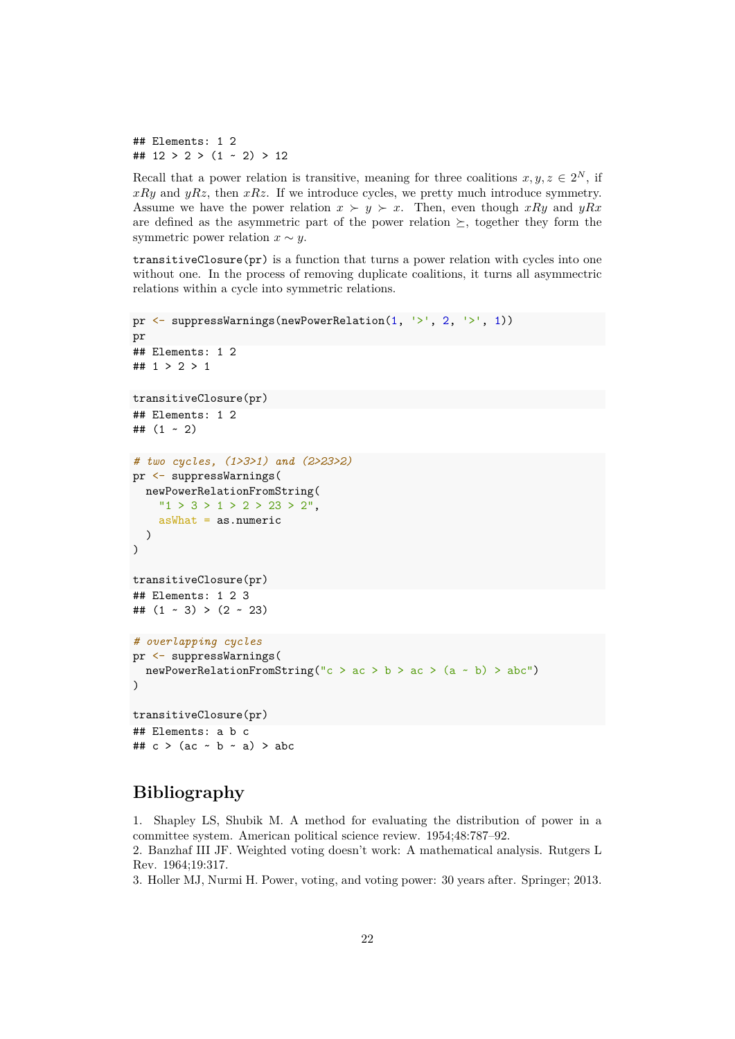```
## Elements: 1 2
## 12 > 2 > (1 ~ 2) > 12
```

Recall that a power relation is transitive, meaning for three coalitions $x, y, z \in 2^N$, if $xRy$ and $yRz$, then $xRz$. If we introduce cycles, we pretty much introduce symmetry. Assume we have the power relation $x \succ y \succ x$. Then, even though $xRy$ and $yRx$ are defined as the asymmetric part of the power relation $\succeq$, together they form the symmetric power relation $x \sim y$.

`transitiveClosure(pr)` is a function that turns a power relation with cycles into one without one. In the process of removing duplicate coalitions, it turns all asymmetric relations within a cycle into symmetric relations.

```r
pr <- suppressWarnings(newPowerRelation(1, '>', 2, '>', 1))
pr
## Elements: 1 2
## 1 > 2 > 1
```

```r
transitiveClosure(pr)
## Elements: 1 2
## (1 ~ 2)
```

```r
# two cycles, (1>3>1) and (2>23>2)
pr <- suppressWarnings(
  newPowerRelationFromString(
    "1 > 3 > 1 > 2 > 23 > 2",
    asWhat = as.numeric
  )
)

transitiveClosure(pr)
## Elements: 1 2 3
## (1 ~ 3) > (2 ~ 23)
```

```r
# overlapping cycles
pr <- suppressWarnings(
  newPowerRelationFromString("c > ac > b > ac > (a ~ b) > abc")
)

transitiveClosure(pr)
## Elements: a b c
## c > (ac ~ b ~ a) > abc
```

# Bibliography

1. Shapley LS, Shubik M. A method for evaluating the distribution of power in a committee system. American political science review. 1954;48:787–92.
2. Banzhaf III JF. Weighted voting doesn't work: A mathematical analysis. Rutgers L Rev. 1964;19:317.
3. Holler MJ, Nurmi H. Power, voting, and voting power: 30 years after. Springer; 2013.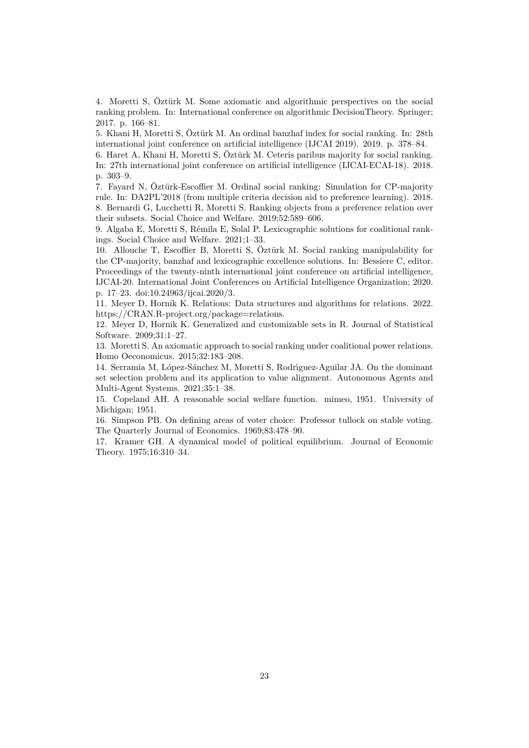4. Moretti S, Öztürk M. Some axiomatic and algorithmic perspectives on the social ranking problem. In: International conference on algorithmic DecisionTheory. Springer; 2017. p. 166–81.

5. Khani H, Moretti S, Öztürk M. An ordinal banzhaf index for social ranking. In: 28th international joint conference on artificial intelligence (IJCAI 2019). 2019. p. 378–84.

6. Haret A, Khani H, Moretti S, Öztürk M. Ceteris paribus majority for social ranking. In: 27th international joint conference on artificial intelligence (IJCAI-ECAI-18). 2018. p. 303–9.

7. Fayard N, Öztürk-Escoffier M. Ordinal social ranking: Simulation for CP-majority rule. In: DA2PL'2018 (from multiple criteria decision aid to preference learning). 2018.

8. Bernardi G, Lucchetti R, Moretti S. Ranking objects from a preference relation over their subsets. Social Choice and Welfare. 2019;52:589–606.

9. Algaba E, Moretti S, Rémila E, Solal P. Lexicographic solutions for coalitional rankings. Social Choice and Welfare. 2021;1–33.

10. Allouche T, Escoffier B, Moretti S, Öztürk M. Social ranking manipulability for the CP-majority, banzhaf and lexicographic excellence solutions. In: Bessiere C, editor. Proceedings of the twenty-ninth international joint conference on artificial intelligence, IJCAI-20. International Joint Conferences on Artificial Intelligence Organization; 2020. p. 17–23. doi:10.24963/ijcai.2020/3.

11. Meyer D, Hornik K. Relations: Data structures and algorithms for relations. 2022. https://CRAN.R-project.org/package=relations.

12. Meyer D, Hornik K. Generalized and customizable sets in R. Journal of Statistical Software. 2009;31:1–27.

13. Moretti S. An axiomatic approach to social ranking under coalitional power relations. Homo Oeconomicus. 2015;32:183–208.

14. Serramia M, López-Sánchez M, Moretti S, Rodríguez-Aguilar JA. On the dominant set selection problem and its application to value alignment. Autonomous Agents and Multi-Agent Systems. 2021;35:1–38.

15. Copeland AH. A reasonable social welfare function. mimeo, 1951. University of Michigan; 1951.

16. Simpson PB. On defining areas of voter choice: Professor tullock on stable voting. The Quarterly Journal of Economics. 1969;83:478–90.

17. Kramer GH. A dynamical model of political equilibrium. Journal of Economic Theory. 1975;16:310–34.